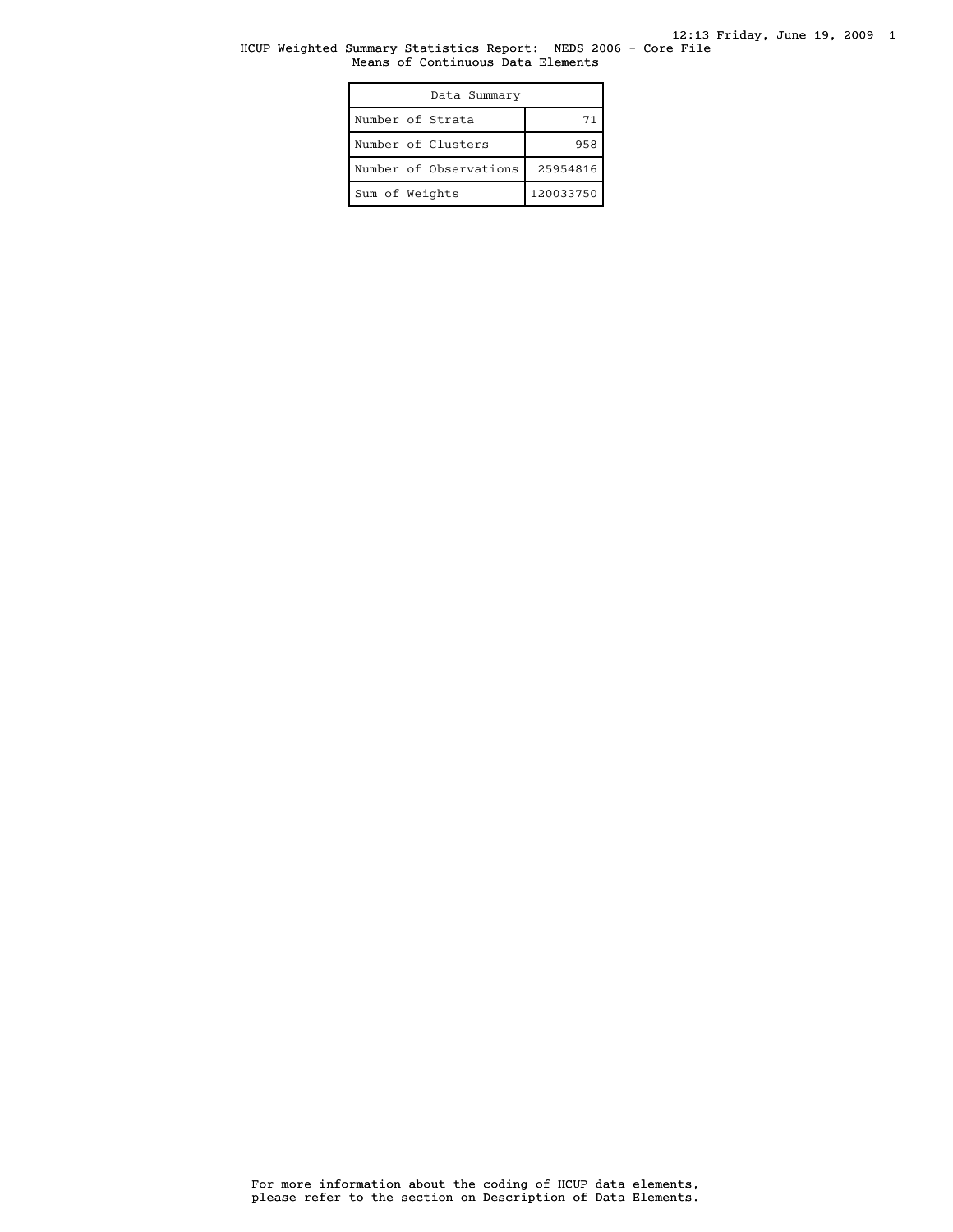# HCUP Weighted Summary Statistics Report: NEDS 2006 - Core File

## Means of Continuous Data Elements

| Data Summary | |
|---|---|
| Number of Strata | 71 |
| Number of Clusters | 958 |
| Number of Observations | 25954816 |
| Sum of Weights | 120033750 |

For more information about the coding of HCUP data elements, please refer to the section on Description of Data Elements.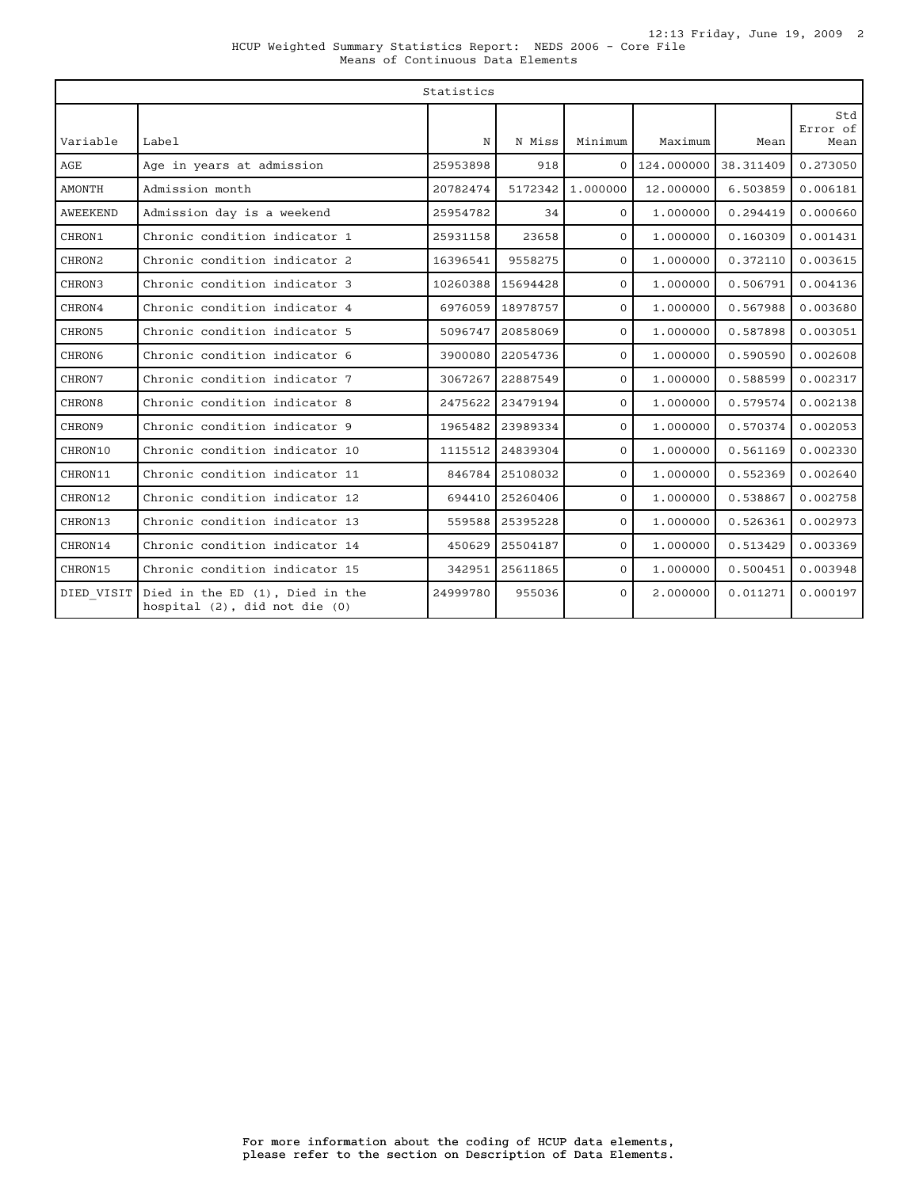HCUP Weighted Summary Statistics Report: NEDS 2006 - Core File
Means of Continuous Data Elements

| Statistics | | | | | | | |
|---|---|---|---|---|---|---|---|
| Variable | Label | N | N Miss | Minimum | Maximum | Mean | Std Error of Mean |
| AGE | Age in years at admission | 25953898 | 918 | 0 | 124.000000 | 38.311409 | 0.273050 |
| AMONTH | Admission month | 20782474 | 5172342 | 1.000000 | 12.000000 | 6.503859 | 0.006181 |
| AWEEKEND | Admission day is a weekend | 25954782 | 34 | 0 | 1.000000 | 0.294419 | 0.000660 |
| CHRON1 | Chronic condition indicator 1 | 25931158 | 23658 | 0 | 1.000000 | 0.160309 | 0.001431 |
| CHRON2 | Chronic condition indicator 2 | 16396541 | 9558275 | 0 | 1.000000 | 0.372110 | 0.003615 |
| CHRON3 | Chronic condition indicator 3 | 10260388 | 15694428 | 0 | 1.000000 | 0.506791 | 0.004136 |
| CHRON4 | Chronic condition indicator 4 | 6976059 | 18978757 | 0 | 1.000000 | 0.567988 | 0.003680 |
| CHRON5 | Chronic condition indicator 5 | 5096747 | 20858069 | 0 | 1.000000 | 0.587898 | 0.003051 |
| CHRON6 | Chronic condition indicator 6 | 3900080 | 22054736 | 0 | 1.000000 | 0.590590 | 0.002608 |
| CHRON7 | Chronic condition indicator 7 | 3067267 | 22887549 | 0 | 1.000000 | 0.588599 | 0.002317 |
| CHRON8 | Chronic condition indicator 8 | 2475622 | 23479194 | 0 | 1.000000 | 0.579574 | 0.002138 |
| CHRON9 | Chronic condition indicator 9 | 1965482 | 23989334 | 0 | 1.000000 | 0.570374 | 0.002053 |
| CHRON10 | Chronic condition indicator 10 | 1115512 | 24839304 | 0 | 1.000000 | 0.561169 | 0.002330 |
| CHRON11 | Chronic condition indicator 11 | 846784 | 25108032 | 0 | 1.000000 | 0.552369 | 0.002640 |
| CHRON12 | Chronic condition indicator 12 | 694410 | 25260406 | 0 | 1.000000 | 0.538867 | 0.002758 |
| CHRON13 | Chronic condition indicator 13 | 559588 | 25395228 | 0 | 1.000000 | 0.526361 | 0.002973 |
| CHRON14 | Chronic condition indicator 14 | 450629 | 25504187 | 0 | 1.000000 | 0.513429 | 0.003369 |
| CHRON15 | Chronic condition indicator 15 | 342951 | 25611865 | 0 | 1.000000 | 0.500451 | 0.003948 |
| DIED_VISIT | Died in the ED (1), Died in the hospital (2), did not die (0) | 24999780 | 955036 | 0 | 2.000000 | 0.011271 | 0.000197 |

For more information about the coding of HCUP data elements, please refer to the section on Description of Data Elements.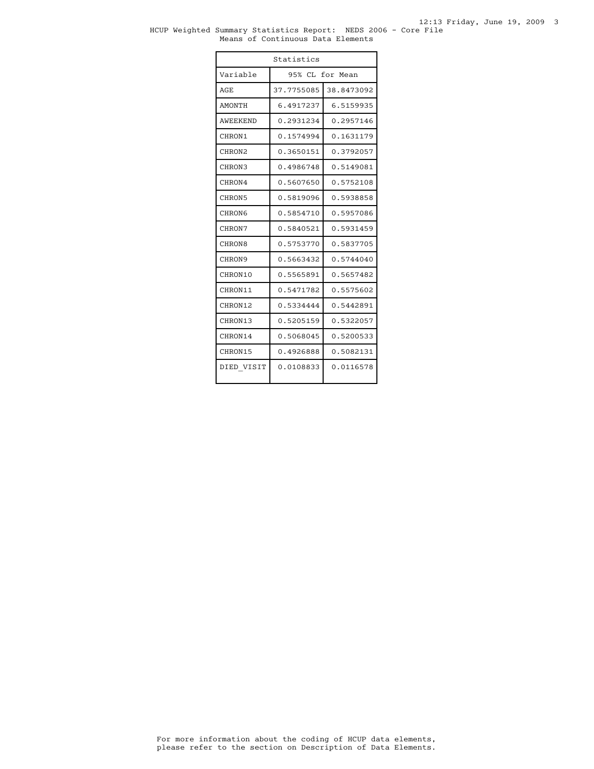HCUP Weighted Summary Statistics Report: NEDS 2006 - Core File
Means of Continuous Data Elements

| Statistics | | |
|---|---|---|
| Variable | 95% CL for Mean | |
| AGE | 37.7755085 | 38.8473092 |
| AMONTH | 6.4917237 | 6.5159935 |
| AWEEKEND | 0.2931234 | 0.2957146 |
| CHRON1 | 0.1574994 | 0.1631179 |
| CHRON2 | 0.3650151 | 0.3792057 |
| CHRON3 | 0.4986748 | 0.5149081 |
| CHRON4 | 0.5607650 | 0.5752108 |
| CHRON5 | 0.5819096 | 0.5938858 |
| CHRON6 | 0.5854710 | 0.5957086 |
| CHRON7 | 0.5840521 | 0.5931459 |
| CHRON8 | 0.5753770 | 0.5837705 |
| CHRON9 | 0.5663432 | 0.5744040 |
| CHRON10 | 0.5565891 | 0.5657482 |
| CHRON11 | 0.5471782 | 0.5575602 |
| CHRON12 | 0.5334444 | 0.5442891 |
| CHRON13 | 0.5205159 | 0.5322057 |
| CHRON14 | 0.5068045 | 0.5200533 |
| CHRON15 | 0.4926888 | 0.5082131 |
| DIED_VISIT | 0.0108833 | 0.0116578 |

For more information about the coding of HCUP data elements, please refer to the section on Description of Data Elements.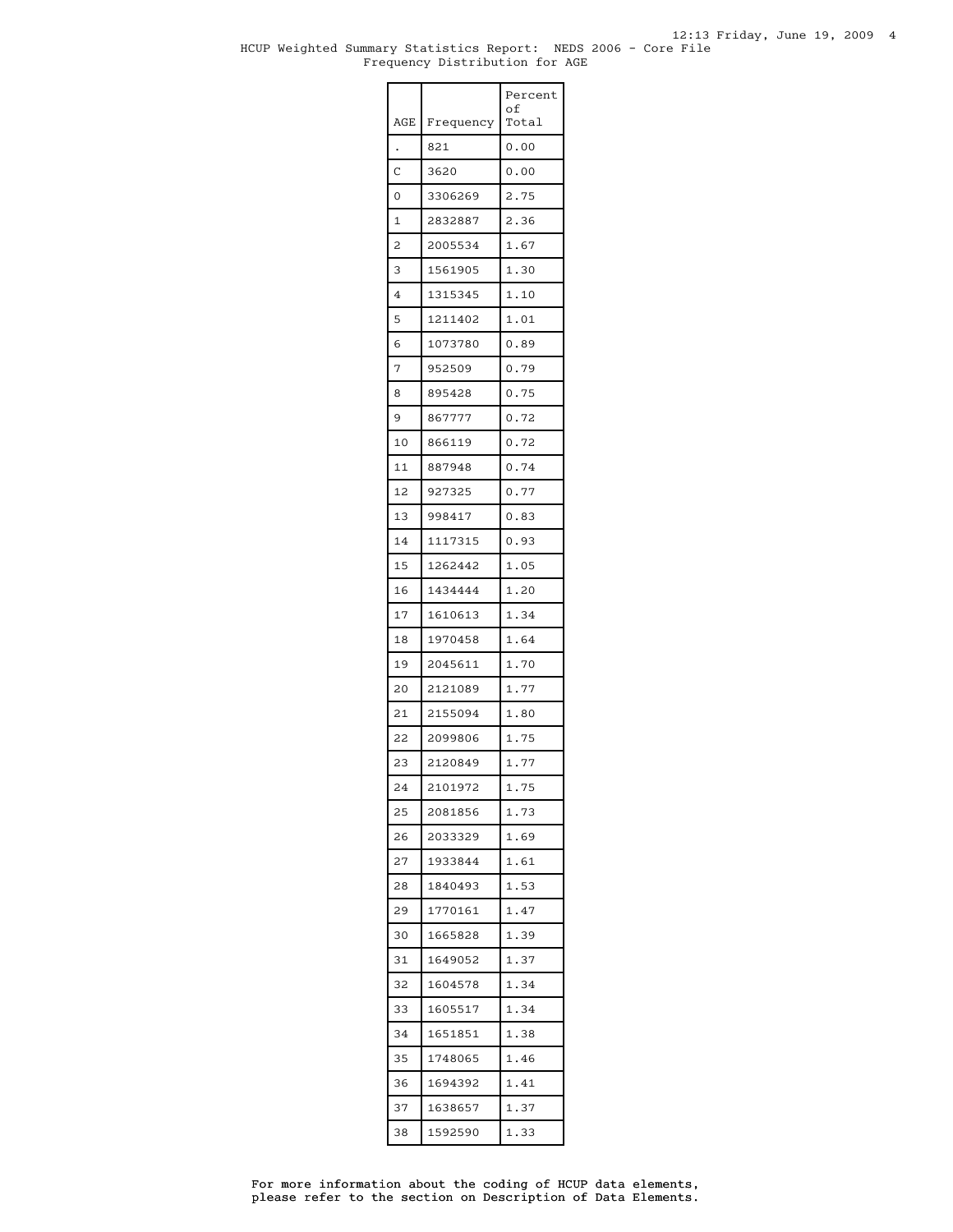HCUP Weighted Summary Statistics Report: NEDS 2006 - Core File

Frequency Distribution for AGE

| AGE | Frequency | Percent of Total |
|---|---|---|
| . | 821 | 0.00 |
| C | 3620 | 0.00 |
| 0 | 3306269 | 2.75 |
| 1 | 2832887 | 2.36 |
| 2 | 2005534 | 1.67 |
| 3 | 1561905 | 1.30 |
| 4 | 1315345 | 1.10 |
| 5 | 1211402 | 1.01 |
| 6 | 1073780 | 0.89 |
| 7 | 952509 | 0.79 |
| 8 | 895428 | 0.75 |
| 9 | 867777 | 0.72 |
| 10 | 866119 | 0.72 |
| 11 | 887948 | 0.74 |
| 12 | 927325 | 0.77 |
| 13 | 998417 | 0.83 |
| 14 | 1117315 | 0.93 |
| 15 | 1262442 | 1.05 |
| 16 | 1434444 | 1.20 |
| 17 | 1610613 | 1.34 |
| 18 | 1970458 | 1.64 |
| 19 | 2045611 | 1.70 |
| 20 | 2121089 | 1.77 |
| 21 | 2155094 | 1.80 |
| 22 | 2099806 | 1.75 |
| 23 | 2120849 | 1.77 |
| 24 | 2101972 | 1.75 |
| 25 | 2081856 | 1.73 |
| 26 | 2033329 | 1.69 |
| 27 | 1933844 | 1.61 |
| 28 | 1840493 | 1.53 |
| 29 | 1770161 | 1.47 |
| 30 | 1665828 | 1.39 |
| 31 | 1649052 | 1.37 |
| 32 | 1604578 | 1.34 |
| 33 | 1605517 | 1.34 |
| 34 | 1651851 | 1.38 |
| 35 | 1748065 | 1.46 |
| 36 | 1694392 | 1.41 |
| 37 | 1638657 | 1.37 |
| 38 | 1592590 | 1.33 |

For more information about the coding of HCUP data elements, please refer to the section on Description of Data Elements.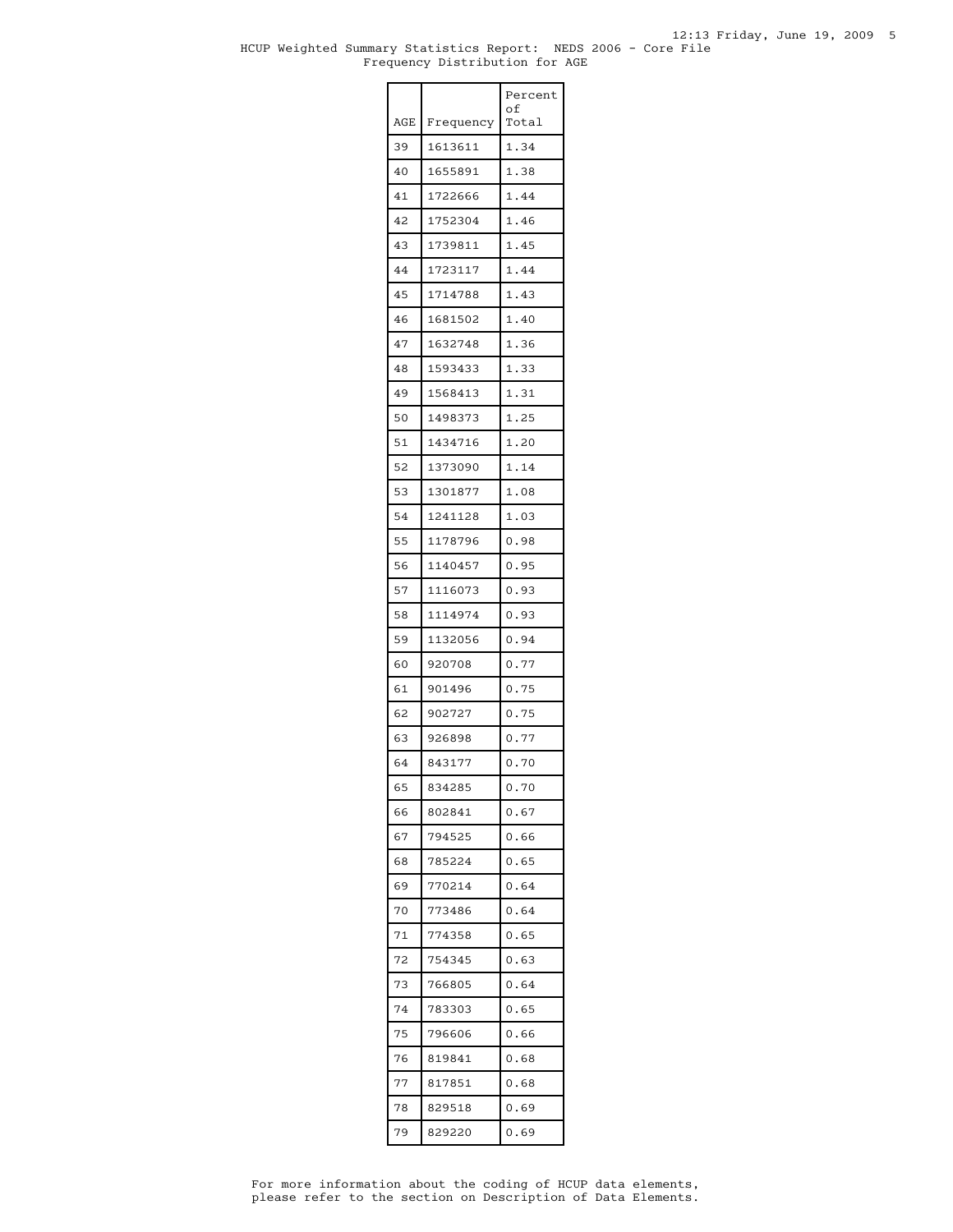HCUP Weighted Summary Statistics Report: NEDS 2006 - Core File
Frequency Distribution for AGE

| AGE | Frequency | Percent of Total |
|---|---|---|
| 39 | 1613611 | 1.34 |
| 40 | 1655891 | 1.38 |
| 41 | 1722666 | 1.44 |
| 42 | 1752304 | 1.46 |
| 43 | 1739811 | 1.45 |
| 44 | 1723117 | 1.44 |
| 45 | 1714788 | 1.43 |
| 46 | 1681502 | 1.40 |
| 47 | 1632748 | 1.36 |
| 48 | 1593433 | 1.33 |
| 49 | 1568413 | 1.31 |
| 50 | 1498373 | 1.25 |
| 51 | 1434716 | 1.20 |
| 52 | 1373090 | 1.14 |
| 53 | 1301877 | 1.08 |
| 54 | 1241128 | 1.03 |
| 55 | 1178796 | 0.98 |
| 56 | 1140457 | 0.95 |
| 57 | 1116073 | 0.93 |
| 58 | 1114974 | 0.93 |
| 59 | 1132056 | 0.94 |
| 60 | 920708 | 0.77 |
| 61 | 901496 | 0.75 |
| 62 | 902727 | 0.75 |
| 63 | 926898 | 0.77 |
| 64 | 843177 | 0.70 |
| 65 | 834285 | 0.70 |
| 66 | 802841 | 0.67 |
| 67 | 794525 | 0.66 |
| 68 | 785224 | 0.65 |
| 69 | 770214 | 0.64 |
| 70 | 773486 | 0.64 |
| 71 | 774358 | 0.65 |
| 72 | 754345 | 0.63 |
| 73 | 766805 | 0.64 |
| 74 | 783303 | 0.65 |
| 75 | 796606 | 0.66 |
| 76 | 819841 | 0.68 |
| 77 | 817851 | 0.68 |
| 78 | 829518 | 0.69 |
| 79 | 829220 | 0.69 |

For more information about the coding of HCUP data elements, please refer to the section on Description of Data Elements.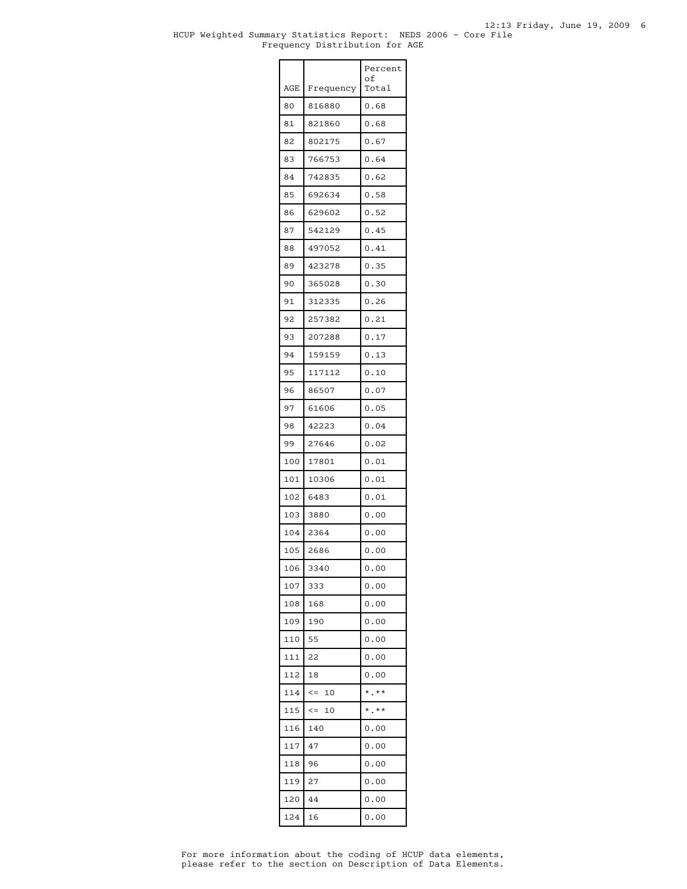HCUP Weighted Summary Statistics Report: NEDS 2006 - Core File
Frequency Distribution for AGE

| AGE | Frequency | Percent of Total |
|---|---|---|
| 80 | 816880 | 0.68 |
| 81 | 821860 | 0.68 |
| 82 | 802175 | 0.67 |
| 83 | 766753 | 0.64 |
| 84 | 742835 | 0.62 |
| 85 | 692634 | 0.58 |
| 86 | 629602 | 0.52 |
| 87 | 542129 | 0.45 |
| 88 | 497052 | 0.41 |
| 89 | 423278 | 0.35 |
| 90 | 365028 | 0.30 |
| 91 | 312335 | 0.26 |
| 92 | 257382 | 0.21 |
| 93 | 207288 | 0.17 |
| 94 | 159159 | 0.13 |
| 95 | 117112 | 0.10 |
| 96 | 86507 | 0.07 |
| 97 | 61606 | 0.05 |
| 98 | 42223 | 0.04 |
| 99 | 27646 | 0.02 |
| 100 | 17801 | 0.01 |
| 101 | 10306 | 0.01 |
| 102 | 6483 | 0.01 |
| 103 | 3880 | 0.00 |
| 104 | 2364 | 0.00 |
| 105 | 2686 | 0.00 |
| 106 | 3340 | 0.00 |
| 107 | 333 | 0.00 |
| 108 | 168 | 0.00 |
| 109 | 190 | 0.00 |
| 110 | 55 | 0.00 |
| 111 | 22 | 0.00 |
| 112 | 18 | 0.00 |
| 114 | <= 10 | *.** |
| 115 | <= 10 | *.** |
| 116 | 140 | 0.00 |
| 117 | 47 | 0.00 |
| 118 | 96 | 0.00 |
| 119 | 27 | 0.00 |
| 120 | 44 | 0.00 |
| 124 | 16 | 0.00 |

For more information about the coding of HCUP data elements, please refer to the section on Description of Data Elements.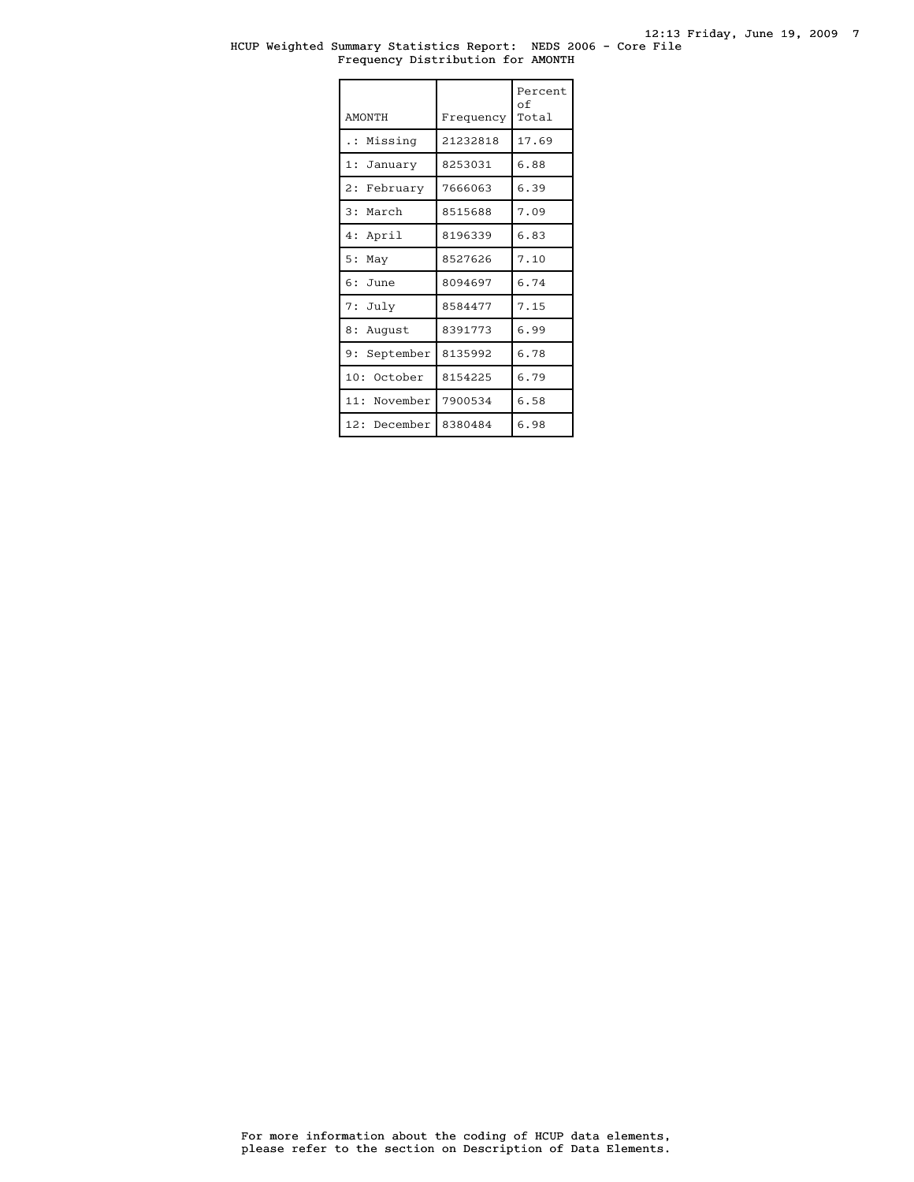HCUP Weighted Summary Statistics Report: NEDS 2006 - Core File
Frequency Distribution for AMONTH

| AMONTH | Frequency | Percent of Total |
|---|---|---|
| .: Missing | 21232818 | 17.69 |
| 1: January | 8253031 | 6.88 |
| 2: February | 7666063 | 6.39 |
| 3: March | 8515688 | 7.09 |
| 4: April | 8196339 | 6.83 |
| 5: May | 8527626 | 7.10 |
| 6: June | 8094697 | 6.74 |
| 7: July | 8584477 | 7.15 |
| 8: August | 8391773 | 6.99 |
| 9: September | 8135992 | 6.78 |
| 10: October | 8154225 | 6.79 |
| 11: November | 7900534 | 6.58 |
| 12: December | 8380484 | 6.98 |

For more information about the coding of HCUP data elements, please refer to the section on Description of Data Elements.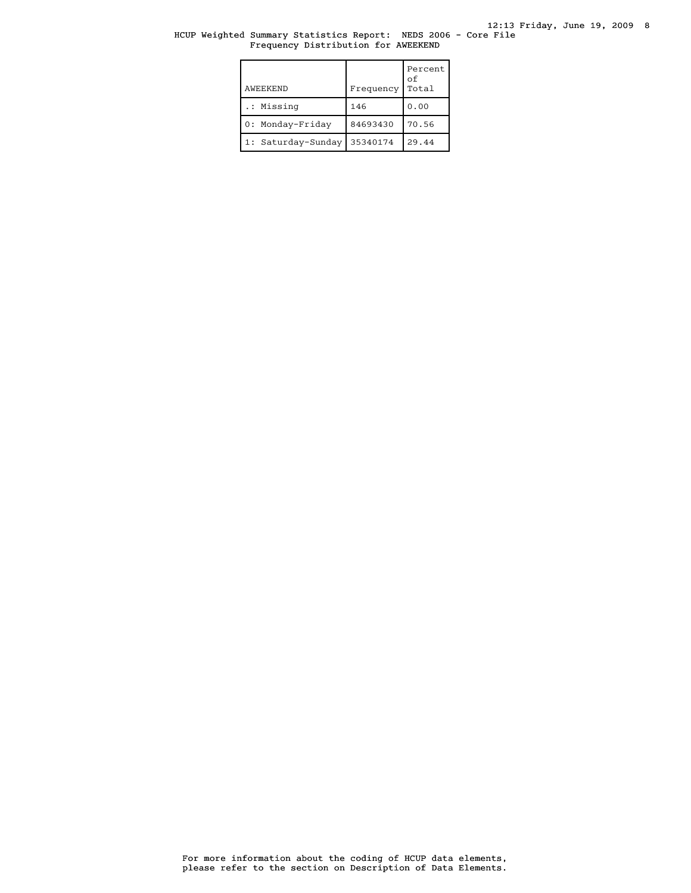HCUP Weighted Summary Statistics Report: NEDS 2006 - Core File
Frequency Distribution for AWEEKEND

| AWEEKEND | Frequency | Percent of Total |
|---|---|---|
| .: Missing | 146 | 0.00 |
| 0: Monday-Friday | 84693430 | 70.56 |
| 1: Saturday-Sunday | 35340174 | 29.44 |

For more information about the coding of HCUP data elements, please refer to the section on Description of Data Elements.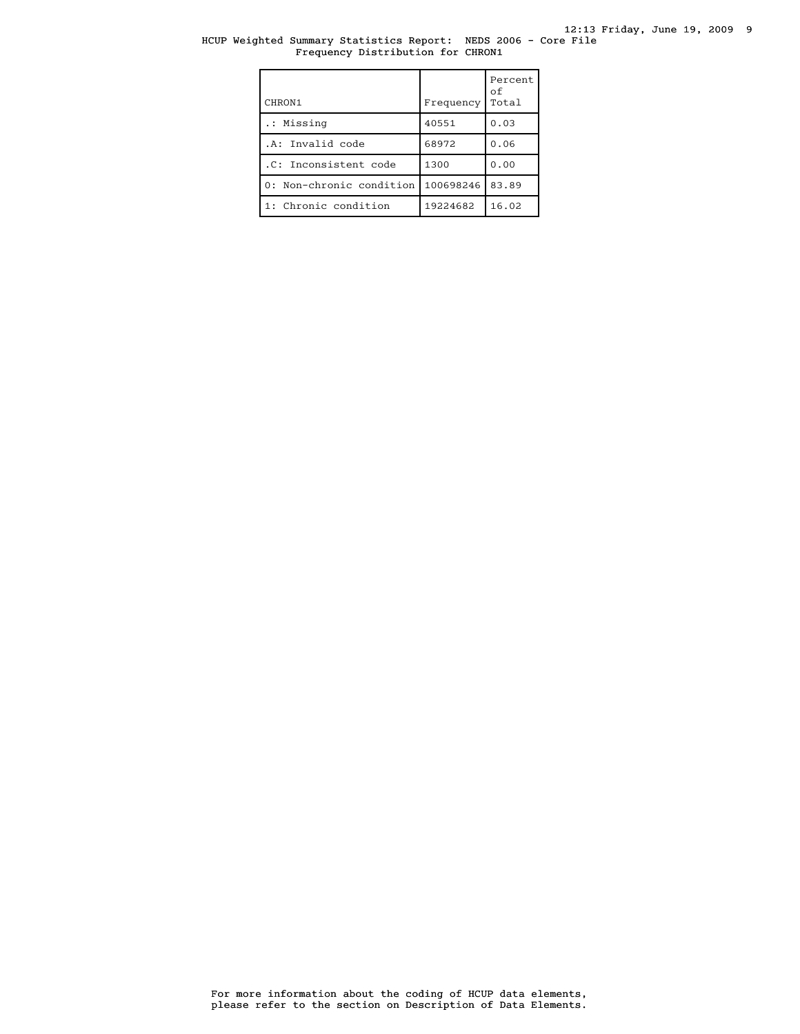HCUP Weighted Summary Statistics Report: NEDS 2006 - Core File
Frequency Distribution for CHRON1

| CHRON1 | Frequency | Percent of Total |
|---|---|---|
| .: Missing | 40551 | 0.03 |
| .A: Invalid code | 68972 | 0.06 |
| .C: Inconsistent code | 1300 | 0.00 |
| 0: Non-chronic condition | 100698246 | 83.89 |
| 1: Chronic condition | 19224682 | 16.02 |

For more information about the coding of HCUP data elements, please refer to the section on Description of Data Elements.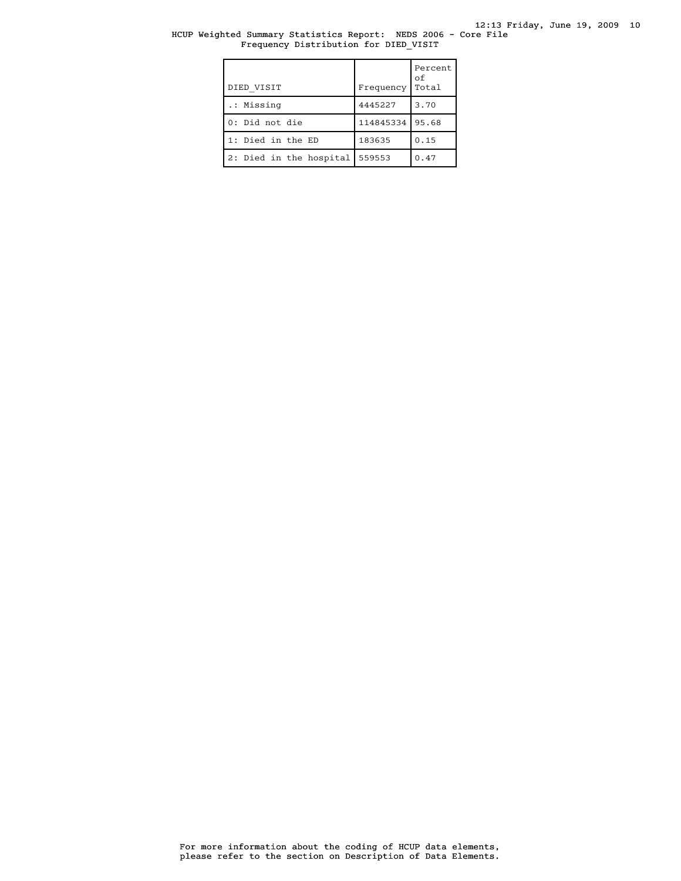HCUP Weighted Summary Statistics Report: NEDS 2006 - Core File
Frequency Distribution for DIED_VISIT

| DIED_VISIT | Frequency | Percent of Total |
|---|---|---|
| .: Missing | 4445227 | 3.70 |
| 0: Did not die | 114845334 | 95.68 |
| 1: Died in the ED | 183635 | 0.15 |
| 2: Died in the hospital | 559553 | 0.47 |

For more information about the coding of HCUP data elements, please refer to the section on Description of Data Elements.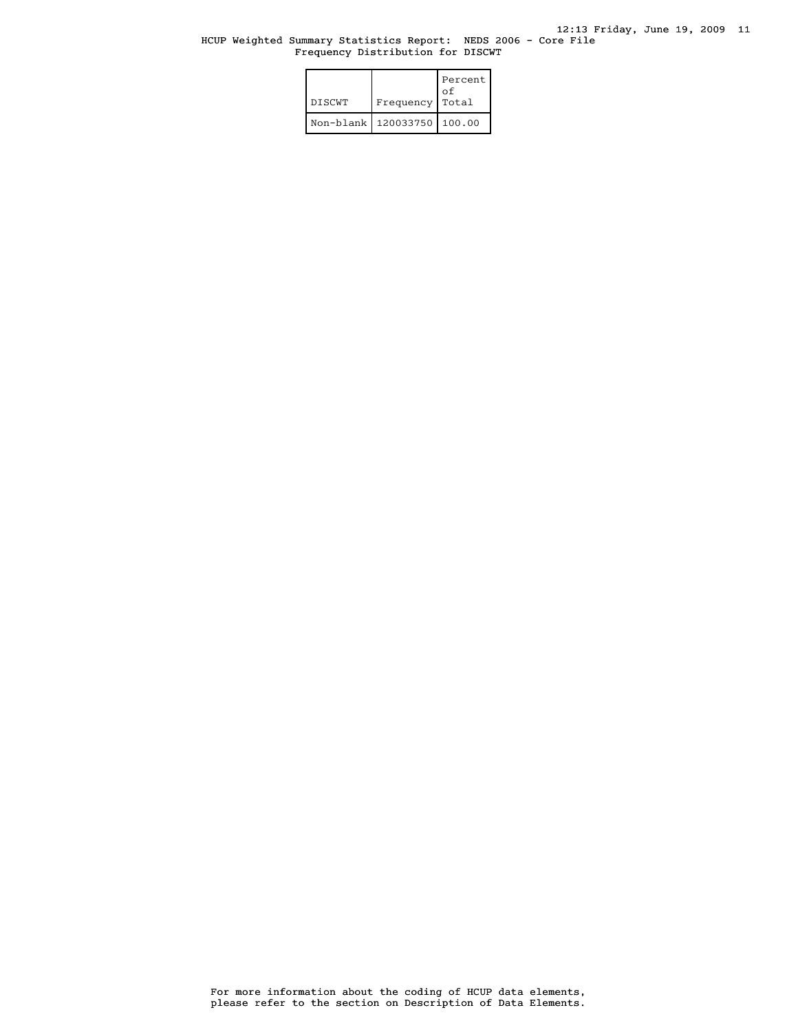HCUP Weighted Summary Statistics Report: NEDS 2006 - Core File
Frequency Distribution for DISCWT

| DISCWT | Frequency | Percent of Total |
|---|---|---|
| Non-blank | 120033750 | 100.00 |

For more information about the coding of HCUP data elements, please refer to the section on Description of Data Elements.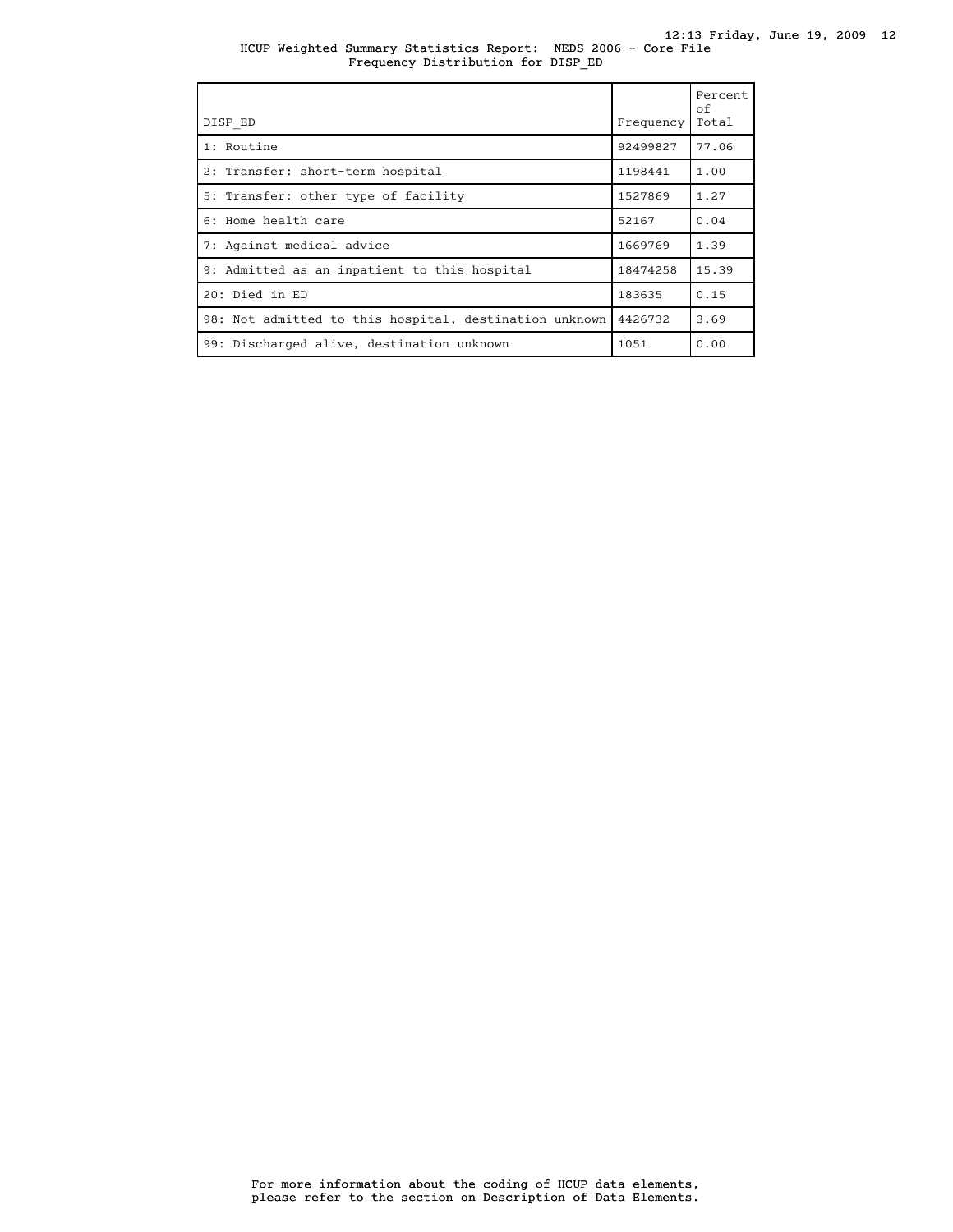HCUP Weighted Summary Statistics Report: NEDS 2006 - Core File
Frequency Distribution for DISP_ED

| DISP_ED | Frequency | Percent of Total |
|---|---|---|
| 1: Routine | 92499827 | 77.06 |
| 2: Transfer: short-term hospital | 1198441 | 1.00 |
| 5: Transfer: other type of facility | 1527869 | 1.27 |
| 6: Home health care | 52167 | 0.04 |
| 7: Against medical advice | 1669769 | 1.39 |
| 9: Admitted as an inpatient to this hospital | 18474258 | 15.39 |
| 20: Died in ED | 183635 | 0.15 |
| 98: Not admitted to this hospital, destination unknown | 4426732 | 3.69 |
| 99: Discharged alive, destination unknown | 1051 | 0.00 |

For more information about the coding of HCUP data elements, please refer to the section on Description of Data Elements.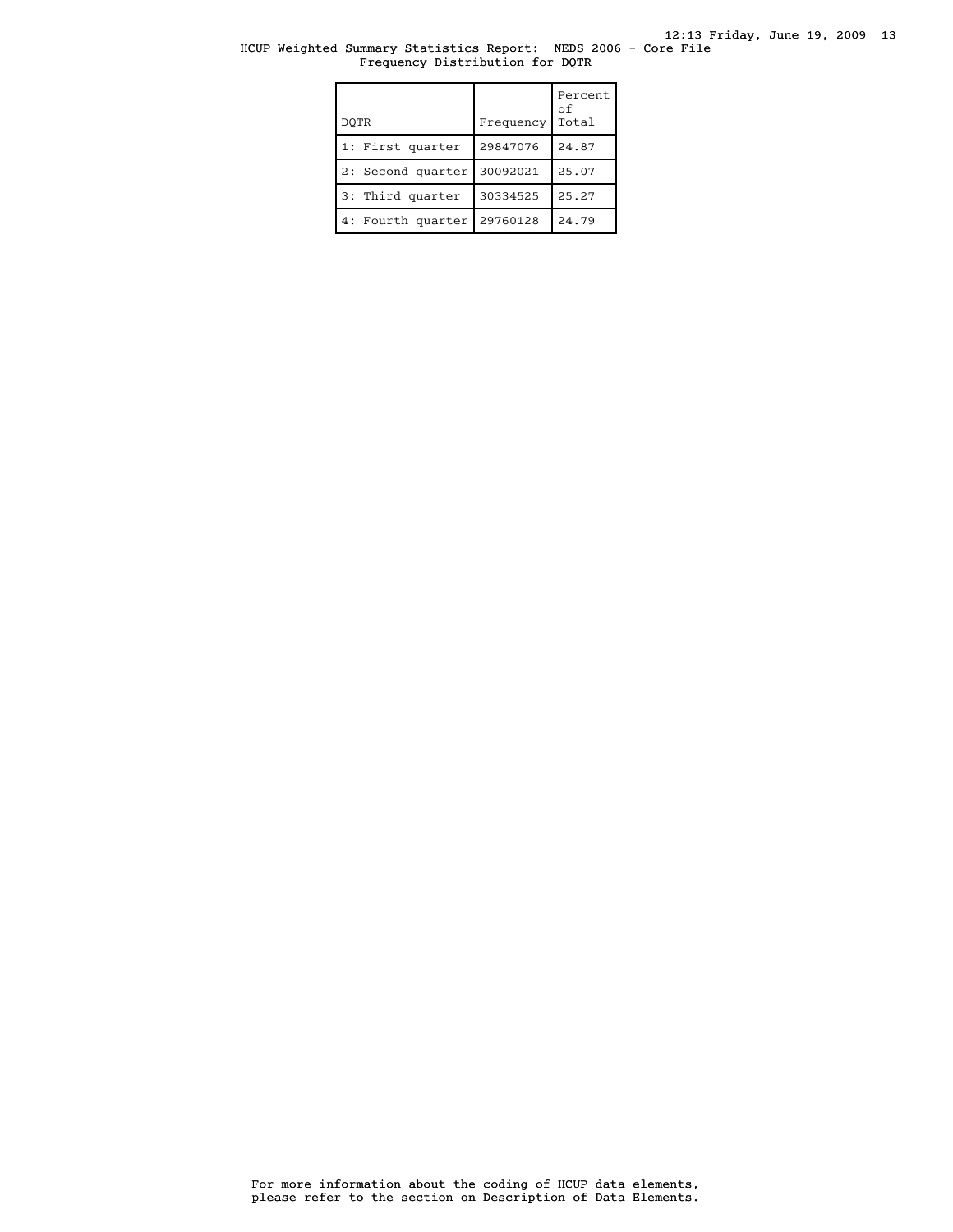HCUP Weighted Summary Statistics Report: NEDS 2006 - Core File
Frequency Distribution for DQTR

| DQTR | Frequency | Percent of Total |
|---|---|---|
| 1: First quarter | 29847076 | 24.87 |
| 2: Second quarter | 30092021 | 25.07 |
| 3: Third quarter | 30334525 | 25.27 |
| 4: Fourth quarter | 29760128 | 24.79 |

For more information about the coding of HCUP data elements, please refer to the section on Description of Data Elements.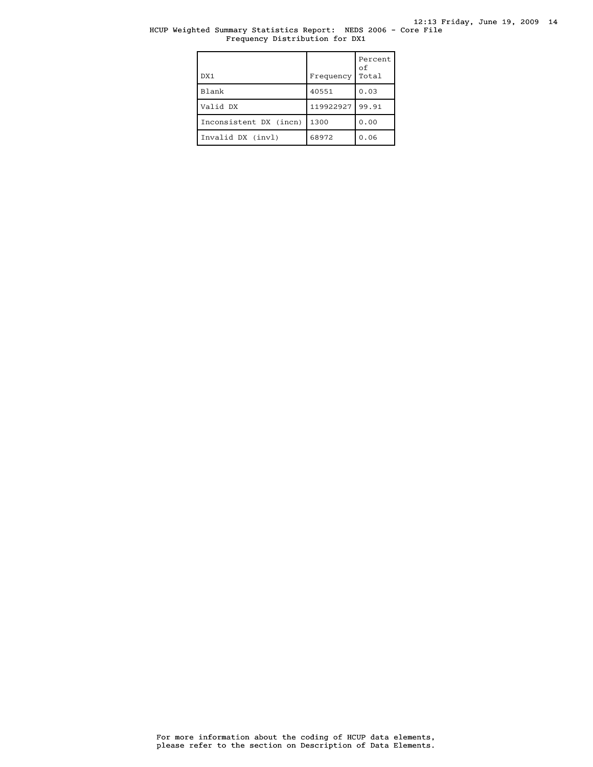HCUP Weighted Summary Statistics Report: NEDS 2006 - Core File
Frequency Distribution for DX1

| DX1 | Frequency | Percent of Total |
| --- | --- | --- |
| Blank | 40551 | 0.03 |
| Valid DX | 119922927 | 99.91 |
| Inconsistent DX (incn) | 1300 | 0.00 |
| Invalid DX (invl) | 68972 | 0.06 |

For more information about the coding of HCUP data elements,
please refer to the section on Description of Data Elements.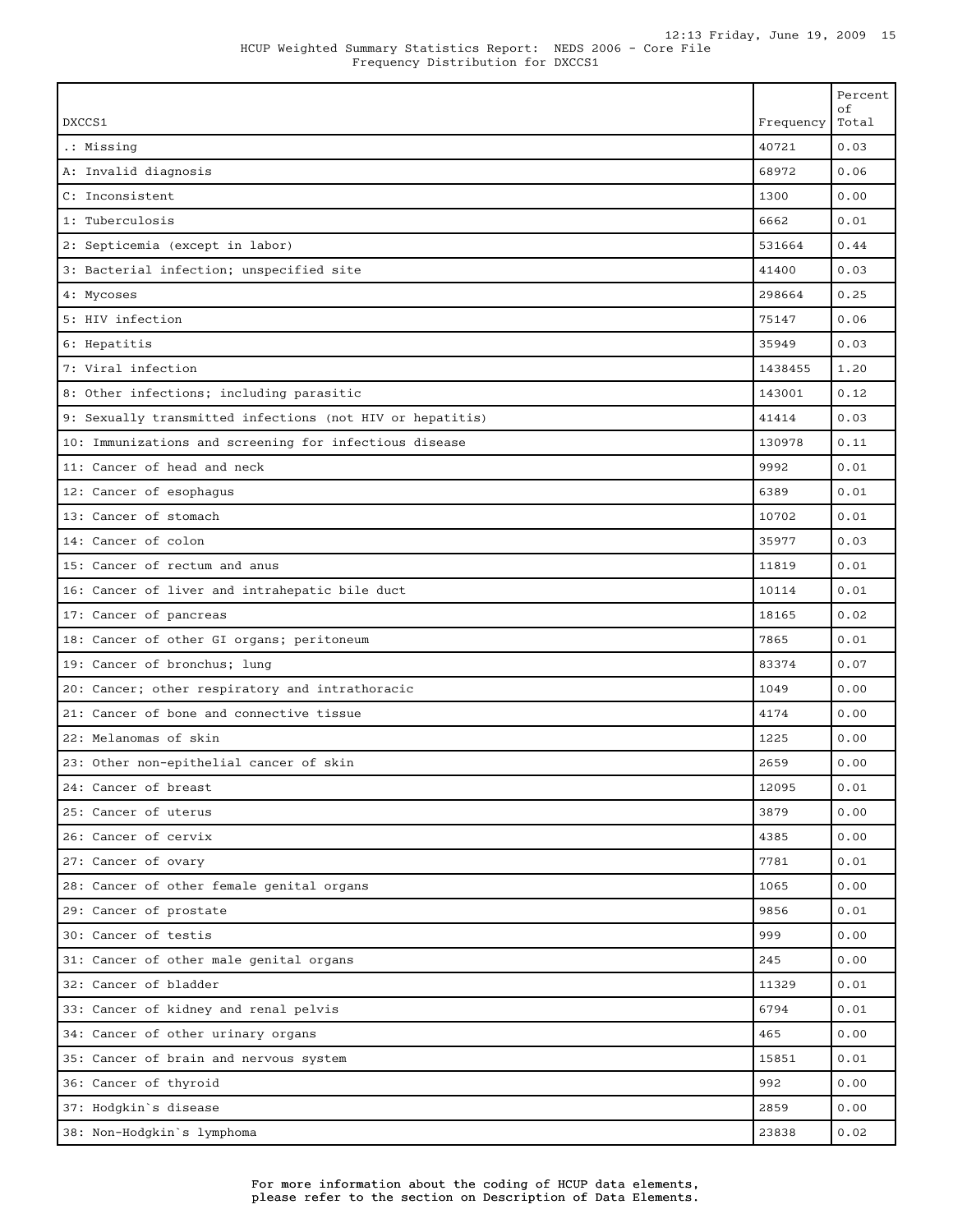HCUP Weighted Summary Statistics Report: NEDS 2006 - Core File
Frequency Distribution for DXCCS1

| DXCCS1 | Frequency | Percent of Total |
|---|---|---|
| .: Missing | 40721 | 0.03 |
| A: Invalid diagnosis | 68972 | 0.06 |
| C: Inconsistent | 1300 | 0.00 |
| 1: Tuberculosis | 6662 | 0.01 |
| 2: Septicemia (except in labor) | 531664 | 0.44 |
| 3: Bacterial infection; unspecified site | 41400 | 0.03 |
| 4: Mycoses | 298664 | 0.25 |
| 5: HIV infection | 75147 | 0.06 |
| 6: Hepatitis | 35949 | 0.03 |
| 7: Viral infection | 1438455 | 1.20 |
| 8: Other infections; including parasitic | 143001 | 0.12 |
| 9: Sexually transmitted infections (not HIV or hepatitis) | 41414 | 0.03 |
| 10: Immunizations and screening for infectious disease | 130978 | 0.11 |
| 11: Cancer of head and neck | 9992 | 0.01 |
| 12: Cancer of esophagus | 6389 | 0.01 |
| 13: Cancer of stomach | 10702 | 0.01 |
| 14: Cancer of colon | 35977 | 0.03 |
| 15: Cancer of rectum and anus | 11819 | 0.01 |
| 16: Cancer of liver and intrahepatic bile duct | 10114 | 0.01 |
| 17: Cancer of pancreas | 18165 | 0.02 |
| 18: Cancer of other GI organs; peritoneum | 7865 | 0.01 |
| 19: Cancer of bronchus; lung | 83374 | 0.07 |
| 20: Cancer; other respiratory and intrathoracic | 1049 | 0.00 |
| 21: Cancer of bone and connective tissue | 4174 | 0.00 |
| 22: Melanomas of skin | 1225 | 0.00 |
| 23: Other non-epithelial cancer of skin | 2659 | 0.00 |
| 24: Cancer of breast | 12095 | 0.01 |
| 25: Cancer of uterus | 3879 | 0.00 |
| 26: Cancer of cervix | 4385 | 0.00 |
| 27: Cancer of ovary | 7781 | 0.01 |
| 28: Cancer of other female genital organs | 1065 | 0.00 |
| 29: Cancer of prostate | 9856 | 0.01 |
| 30: Cancer of testis | 999 | 0.00 |
| 31: Cancer of other male genital organs | 245 | 0.00 |
| 32: Cancer of bladder | 11329 | 0.01 |
| 33: Cancer of kidney and renal pelvis | 6794 | 0.01 |
| 34: Cancer of other urinary organs | 465 | 0.00 |
| 35: Cancer of brain and nervous system | 15851 | 0.01 |
| 36: Cancer of thyroid | 992 | 0.00 |
| 37: Hodgkin`s disease | 2859 | 0.00 |
| 38: Non-Hodgkin`s lymphoma | 23838 | 0.02 |

For more information about the coding of HCUP data elements, please refer to the section on Description of Data Elements.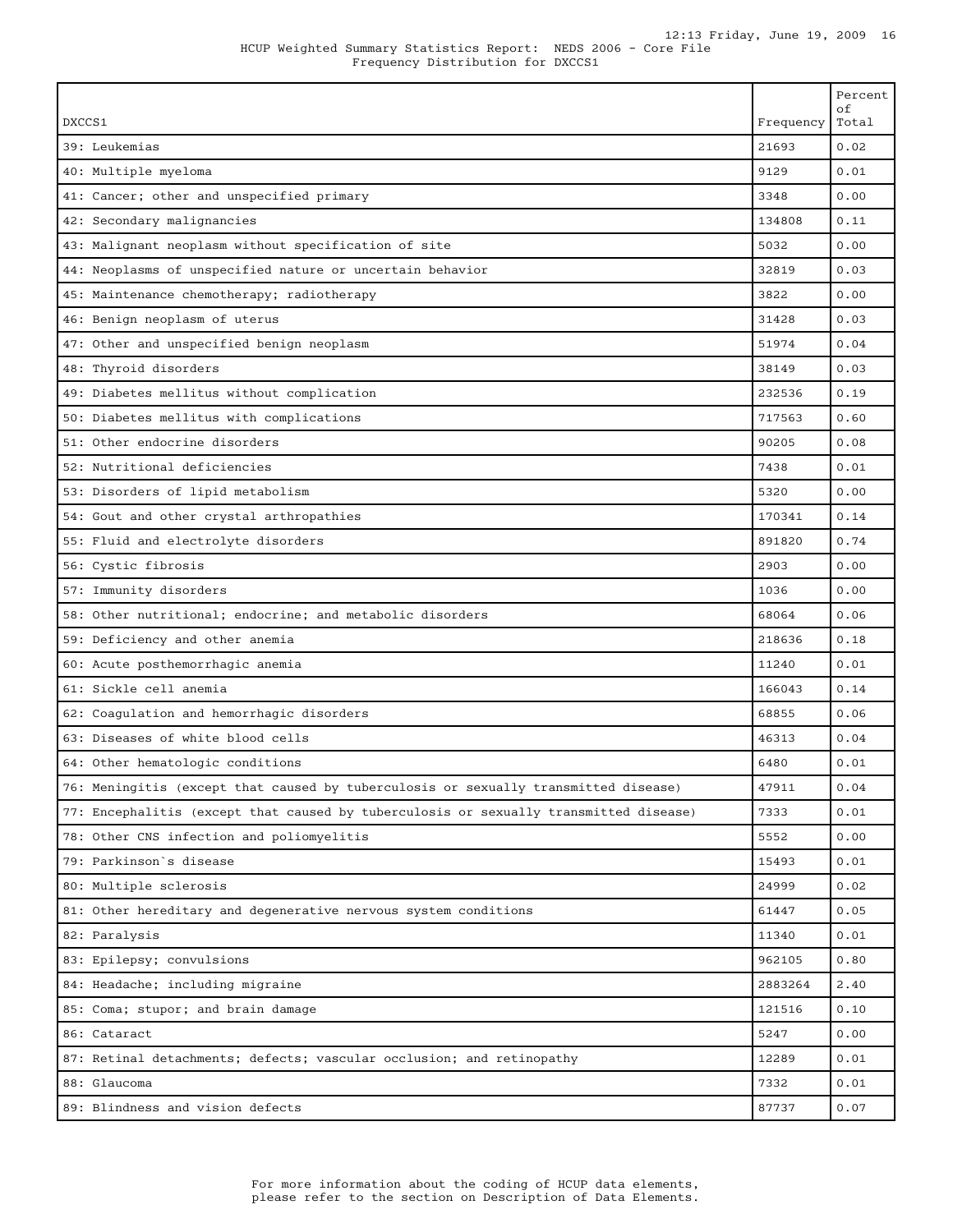HCUP Weighted Summary Statistics Report: NEDS 2006 - Core File
Frequency Distribution for DXCCS1

| DXCCS1 | Frequency | Percent of Total |
|---|---|---|
| 39: Leukemias | 21693 | 0.02 |
| 40: Multiple myeloma | 9129 | 0.01 |
| 41: Cancer; other and unspecified primary | 3348 | 0.00 |
| 42: Secondary malignancies | 134808 | 0.11 |
| 43: Malignant neoplasm without specification of site | 5032 | 0.00 |
| 44: Neoplasms of unspecified nature or uncertain behavior | 32819 | 0.03 |
| 45: Maintenance chemotherapy; radiotherapy | 3822 | 0.00 |
| 46: Benign neoplasm of uterus | 31428 | 0.03 |
| 47: Other and unspecified benign neoplasm | 51974 | 0.04 |
| 48: Thyroid disorders | 38149 | 0.03 |
| 49: Diabetes mellitus without complication | 232536 | 0.19 |
| 50: Diabetes mellitus with complications | 717563 | 0.60 |
| 51: Other endocrine disorders | 90205 | 0.08 |
| 52: Nutritional deficiencies | 7438 | 0.01 |
| 53: Disorders of lipid metabolism | 5320 | 0.00 |
| 54: Gout and other crystal arthropathies | 170341 | 0.14 |
| 55: Fluid and electrolyte disorders | 891820 | 0.74 |
| 56: Cystic fibrosis | 2903 | 0.00 |
| 57: Immunity disorders | 1036 | 0.00 |
| 58: Other nutritional; endocrine; and metabolic disorders | 68064 | 0.06 |
| 59: Deficiency and other anemia | 218636 | 0.18 |
| 60: Acute posthemorrhagic anemia | 11240 | 0.01 |
| 61: Sickle cell anemia | 166043 | 0.14 |
| 62: Coagulation and hemorrhagic disorders | 68855 | 0.06 |
| 63: Diseases of white blood cells | 46313 | 0.04 |
| 64: Other hematologic conditions | 6480 | 0.01 |
| 76: Meningitis (except that caused by tuberculosis or sexually transmitted disease) | 47911 | 0.04 |
| 77: Encephalitis (except that caused by tuberculosis or sexually transmitted disease) | 7333 | 0.01 |
| 78: Other CNS infection and poliomyelitis | 5552 | 0.00 |
| 79: Parkinson`s disease | 15493 | 0.01 |
| 80: Multiple sclerosis | 24999 | 0.02 |
| 81: Other hereditary and degenerative nervous system conditions | 61447 | 0.05 |
| 82: Paralysis | 11340 | 0.01 |
| 83: Epilepsy; convulsions | 962105 | 0.80 |
| 84: Headache; including migraine | 2883264 | 2.40 |
| 85: Coma; stupor; and brain damage | 121516 | 0.10 |
| 86: Cataract | 5247 | 0.00 |
| 87: Retinal detachments; defects; vascular occlusion; and retinopathy | 12289 | 0.01 |
| 88: Glaucoma | 7332 | 0.01 |
| 89: Blindness and vision defects | 87737 | 0.07 |

For more information about the coding of HCUP data elements, please refer to the section on Description of Data Elements.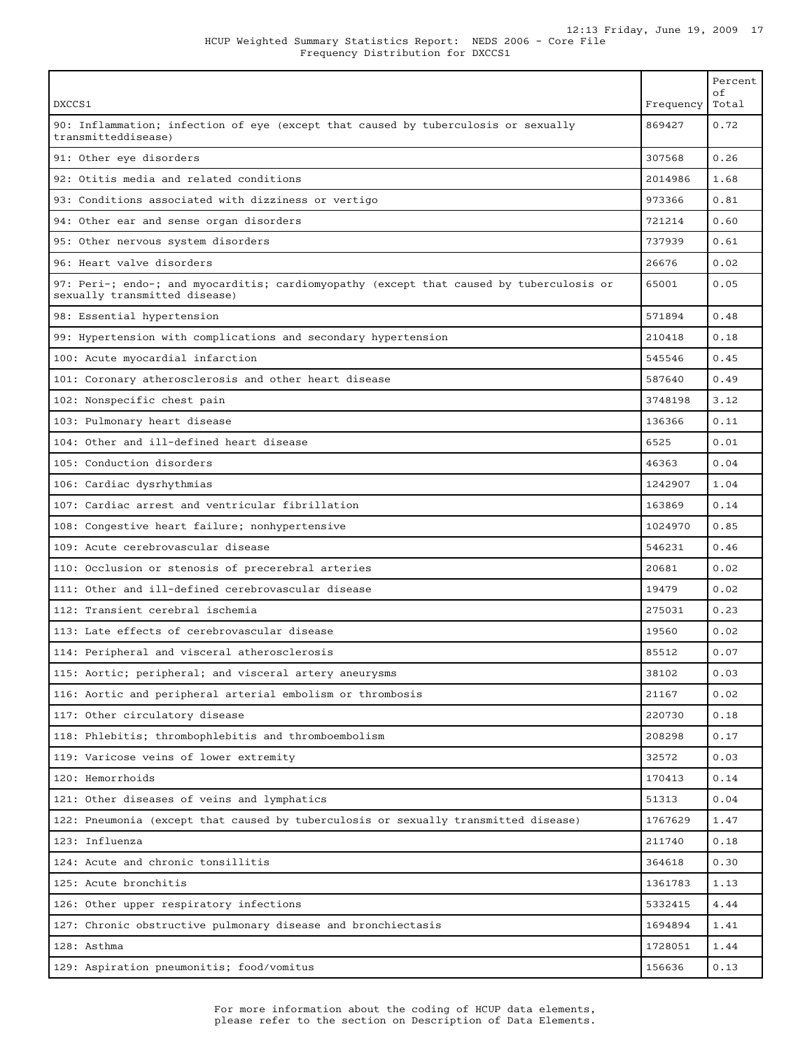HCUP Weighted Summary Statistics Report: NEDS 2006 - Core File
Frequency Distribution for DXCCS1

| DXCCS1 | Frequency | Percent of Total |
|---|---|---|
| 90: Inflammation; infection of eye (except that caused by tuberculosis or sexually transmitteddisease) | 869427 | 0.72 |
| 91: Other eye disorders | 307568 | 0.26 |
| 92: Otitis media and related conditions | 2014986 | 1.68 |
| 93: Conditions associated with dizziness or vertigo | 973366 | 0.81 |
| 94: Other ear and sense organ disorders | 721214 | 0.60 |
| 95: Other nervous system disorders | 737939 | 0.61 |
| 96: Heart valve disorders | 26676 | 0.02 |
| 97: Peri-; endo-; and myocarditis; cardiomyopathy (except that caused by tuberculosis or sexually transmitted disease) | 65001 | 0.05 |
| 98: Essential hypertension | 571894 | 0.48 |
| 99: Hypertension with complications and secondary hypertension | 210418 | 0.18 |
| 100: Acute myocardial infarction | 545546 | 0.45 |
| 101: Coronary atherosclerosis and other heart disease | 587640 | 0.49 |
| 102: Nonspecific chest pain | 3748198 | 3.12 |
| 103: Pulmonary heart disease | 136366 | 0.11 |
| 104: Other and ill-defined heart disease | 6525 | 0.01 |
| 105: Conduction disorders | 46363 | 0.04 |
| 106: Cardiac dysrhythmias | 1242907 | 1.04 |
| 107: Cardiac arrest and ventricular fibrillation | 163869 | 0.14 |
| 108: Congestive heart failure; nonhypertensive | 1024970 | 0.85 |
| 109: Acute cerebrovascular disease | 546231 | 0.46 |
| 110: Occlusion or stenosis of precerebral arteries | 20681 | 0.02 |
| 111: Other and ill-defined cerebrovascular disease | 19479 | 0.02 |
| 112: Transient cerebral ischemia | 275031 | 0.23 |
| 113: Late effects of cerebrovascular disease | 19560 | 0.02 |
| 114: Peripheral and visceral atherosclerosis | 85512 | 0.07 |
| 115: Aortic; peripheral; and visceral artery aneurysms | 38102 | 0.03 |
| 116: Aortic and peripheral arterial embolism or thrombosis | 21167 | 0.02 |
| 117: Other circulatory disease | 220730 | 0.18 |
| 118: Phlebitis; thrombophlebitis and thromboembolism | 208298 | 0.17 |
| 119: Varicose veins of lower extremity | 32572 | 0.03 |
| 120: Hemorrhoids | 170413 | 0.14 |
| 121: Other diseases of veins and lymphatics | 51313 | 0.04 |
| 122: Pneumonia (except that caused by tuberculosis or sexually transmitted disease) | 1767629 | 1.47 |
| 123: Influenza | 211740 | 0.18 |
| 124: Acute and chronic tonsillitis | 364618 | 0.30 |
| 125: Acute bronchitis | 1361783 | 1.13 |
| 126: Other upper respiratory infections | 5332415 | 4.44 |
| 127: Chronic obstructive pulmonary disease and bronchiectasis | 1694894 | 1.41 |
| 128: Asthma | 1728051 | 1.44 |
| 129: Aspiration pneumonitis; food/vomitus | 156636 | 0.13 |

For more information about the coding of HCUP data elements, please refer to the section on Description of Data Elements.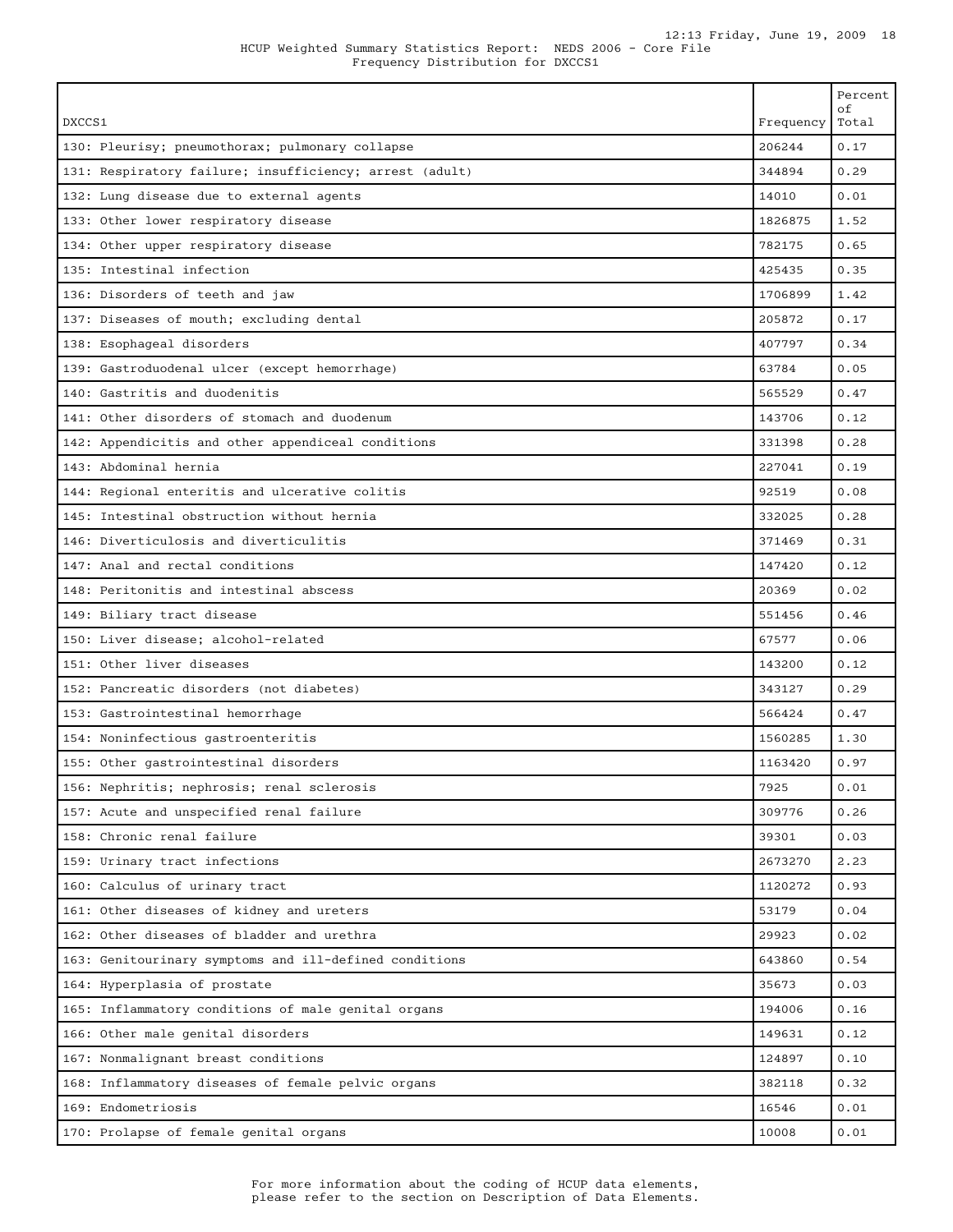HCUP Weighted Summary Statistics Report: NEDS 2006 - Core File
Frequency Distribution for DXCCS1

| DXCCS1 | Frequency | Percent of Total |
| --- | --- | --- |
| 130: Pleurisy; pneumothorax; pulmonary collapse | 206244 | 0.17 |
| 131: Respiratory failure; insufficiency; arrest (adult) | 344894 | 0.29 |
| 132: Lung disease due to external agents | 14010 | 0.01 |
| 133: Other lower respiratory disease | 1826875 | 1.52 |
| 134: Other upper respiratory disease | 782175 | 0.65 |
| 135: Intestinal infection | 425435 | 0.35 |
| 136: Disorders of teeth and jaw | 1706899 | 1.42 |
| 137: Diseases of mouth; excluding dental | 205872 | 0.17 |
| 138: Esophageal disorders | 407797 | 0.34 |
| 139: Gastroduodenal ulcer (except hemorrhage) | 63784 | 0.05 |
| 140: Gastritis and duodenitis | 565529 | 0.47 |
| 141: Other disorders of stomach and duodenum | 143706 | 0.12 |
| 142: Appendicitis and other appendiceal conditions | 331398 | 0.28 |
| 143: Abdominal hernia | 227041 | 0.19 |
| 144: Regional enteritis and ulcerative colitis | 92519 | 0.08 |
| 145: Intestinal obstruction without hernia | 332025 | 0.28 |
| 146: Diverticulosis and diverticulitis | 371469 | 0.31 |
| 147: Anal and rectal conditions | 147420 | 0.12 |
| 148: Peritonitis and intestinal abscess | 20369 | 0.02 |
| 149: Biliary tract disease | 551456 | 0.46 |
| 150: Liver disease; alcohol-related | 67577 | 0.06 |
| 151: Other liver diseases | 143200 | 0.12 |
| 152: Pancreatic disorders (not diabetes) | 343127 | 0.29 |
| 153: Gastrointestinal hemorrhage | 566424 | 0.47 |
| 154: Noninfectious gastroenteritis | 1560285 | 1.30 |
| 155: Other gastrointestinal disorders | 1163420 | 0.97 |
| 156: Nephritis; nephrosis; renal sclerosis | 7925 | 0.01 |
| 157: Acute and unspecified renal failure | 309776 | 0.26 |
| 158: Chronic renal failure | 39301 | 0.03 |
| 159: Urinary tract infections | 2673270 | 2.23 |
| 160: Calculus of urinary tract | 1120272 | 0.93 |
| 161: Other diseases of kidney and ureters | 53179 | 0.04 |
| 162: Other diseases of bladder and urethra | 29923 | 0.02 |
| 163: Genitourinary symptoms and ill-defined conditions | 643860 | 0.54 |
| 164: Hyperplasia of prostate | 35673 | 0.03 |
| 165: Inflammatory conditions of male genital organs | 194006 | 0.16 |
| 166: Other male genital disorders | 149631 | 0.12 |
| 167: Nonmalignant breast conditions | 124897 | 0.10 |
| 168: Inflammatory diseases of female pelvic organs | 382118 | 0.32 |
| 169: Endometriosis | 16546 | 0.01 |
| 170: Prolapse of female genital organs | 10008 | 0.01 |

For more information about the coding of HCUP data elements, please refer to the section on Description of Data Elements.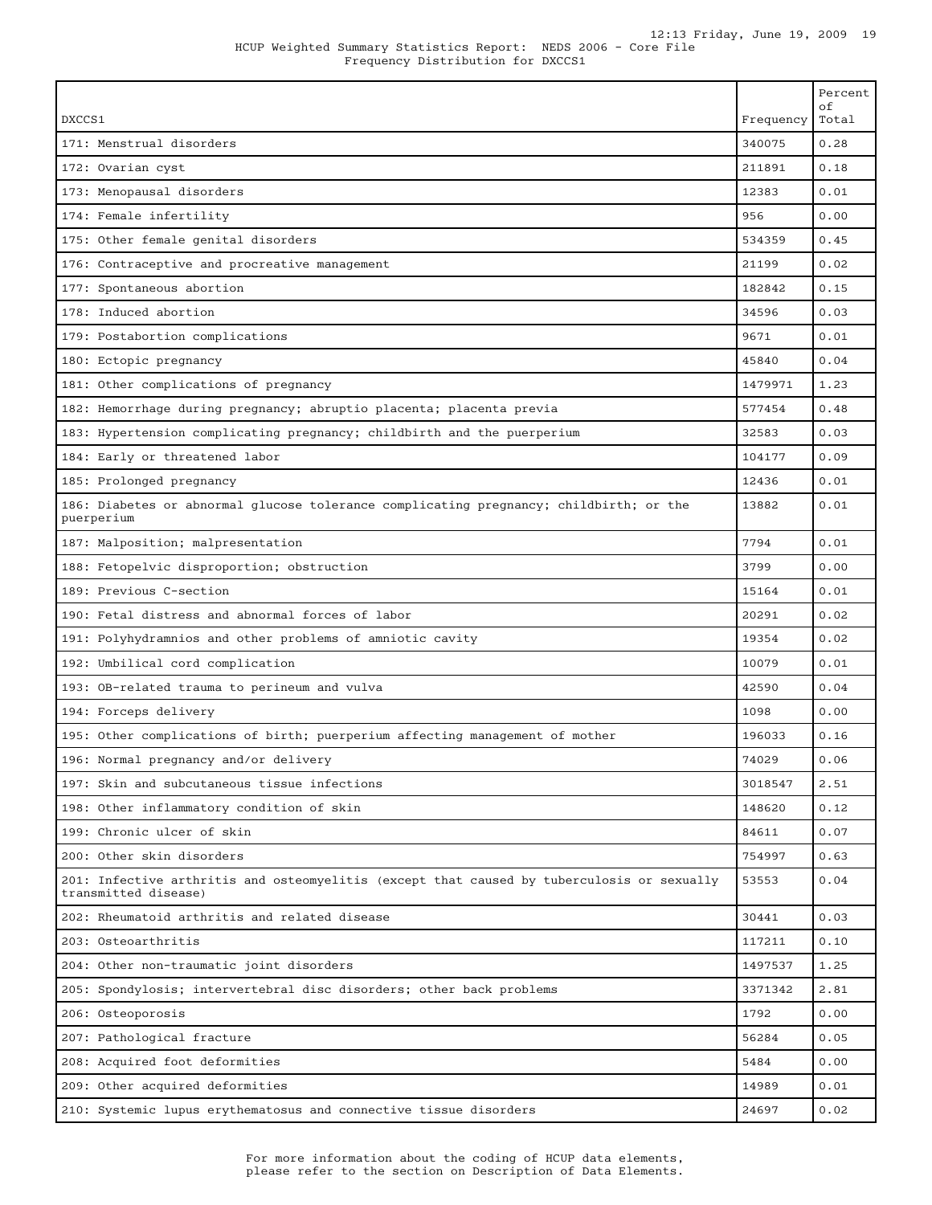HCUP Weighted Summary Statistics Report: NEDS 2006 - Core File
Frequency Distribution for DXCCS1

| DXCCS1 | Frequency | Percent of Total |
|---|---|---|
| 171: Menstrual disorders | 340075 | 0.28 |
| 172: Ovarian cyst | 211891 | 0.18 |
| 173: Menopausal disorders | 12383 | 0.01 |
| 174: Female infertility | 956 | 0.00 |
| 175: Other female genital disorders | 534359 | 0.45 |
| 176: Contraceptive and procreative management | 21199 | 0.02 |
| 177: Spontaneous abortion | 182842 | 0.15 |
| 178: Induced abortion | 34596 | 0.03 |
| 179: Postabortion complications | 9671 | 0.01 |
| 180: Ectopic pregnancy | 45840 | 0.04 |
| 181: Other complications of pregnancy | 1479971 | 1.23 |
| 182: Hemorrhage during pregnancy; abruptio placenta; placenta previa | 577454 | 0.48 |
| 183: Hypertension complicating pregnancy; childbirth and the puerperium | 32583 | 0.03 |
| 184: Early or threatened labor | 104177 | 0.09 |
| 185: Prolonged pregnancy | 12436 | 0.01 |
| 186: Diabetes or abnormal glucose tolerance complicating pregnancy; childbirth; or the puerperium | 13882 | 0.01 |
| 187: Malposition; malpresentation | 7794 | 0.01 |
| 188: Fetopelvic disproportion; obstruction | 3799 | 0.00 |
| 189: Previous C-section | 15164 | 0.01 |
| 190: Fetal distress and abnormal forces of labor | 20291 | 0.02 |
| 191: Polyhydramnios and other problems of amniotic cavity | 19354 | 0.02 |
| 192: Umbilical cord complication | 10079 | 0.01 |
| 193: OB-related trauma to perineum and vulva | 42590 | 0.04 |
| 194: Forceps delivery | 1098 | 0.00 |
| 195: Other complications of birth; puerperium affecting management of mother | 196033 | 0.16 |
| 196: Normal pregnancy and/or delivery | 74029 | 0.06 |
| 197: Skin and subcutaneous tissue infections | 3018547 | 2.51 |
| 198: Other inflammatory condition of skin | 148620 | 0.12 |
| 199: Chronic ulcer of skin | 84611 | 0.07 |
| 200: Other skin disorders | 754997 | 0.63 |
| 201: Infective arthritis and osteomyelitis (except that caused by tuberculosis or sexually transmitted disease) | 53553 | 0.04 |
| 202: Rheumatoid arthritis and related disease | 30441 | 0.03 |
| 203: Osteoarthritis | 117211 | 0.10 |
| 204: Other non-traumatic joint disorders | 1497537 | 1.25 |
| 205: Spondylosis; intervertebral disc disorders; other back problems | 3371342 | 2.81 |
| 206: Osteoporosis | 1792 | 0.00 |
| 207: Pathological fracture | 56284 | 0.05 |
| 208: Acquired foot deformities | 5484 | 0.00 |
| 209: Other acquired deformities | 14989 | 0.01 |
| 210: Systemic lupus erythematosus and connective tissue disorders | 24697 | 0.02 |

For more information about the coding of HCUP data elements, please refer to the section on Description of Data Elements.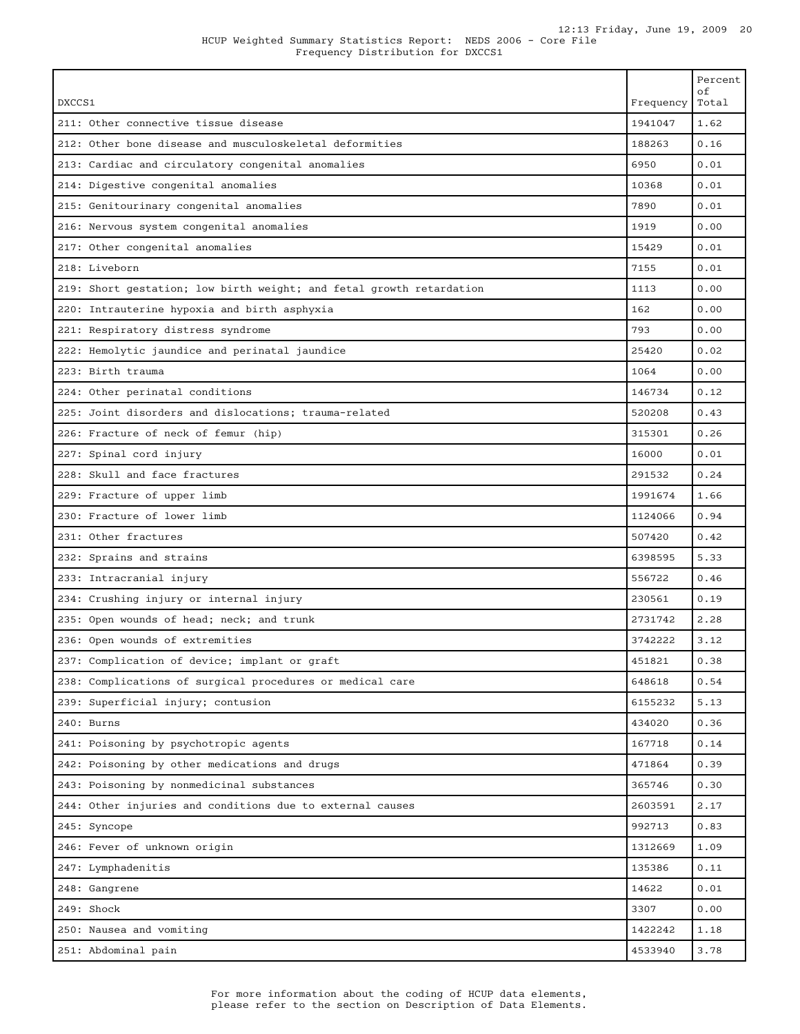HCUP Weighted Summary Statistics Report: NEDS 2006 - Core File
Frequency Distribution for DXCCS1

| DXCCS1 | Frequency | Percent of Total |
|---|---|---|
| 211: Other connective tissue disease | 1941047 | 1.62 |
| 212: Other bone disease and musculoskeletal deformities | 188263 | 0.16 |
| 213: Cardiac and circulatory congenital anomalies | 6950 | 0.01 |
| 214: Digestive congenital anomalies | 10368 | 0.01 |
| 215: Genitourinary congenital anomalies | 7890 | 0.01 |
| 216: Nervous system congenital anomalies | 1919 | 0.00 |
| 217: Other congenital anomalies | 15429 | 0.01 |
| 218: Liveborn | 7155 | 0.01 |
| 219: Short gestation; low birth weight; and fetal growth retardation | 1113 | 0.00 |
| 220: Intrauterine hypoxia and birth asphyxia | 162 | 0.00 |
| 221: Respiratory distress syndrome | 793 | 0.00 |
| 222: Hemolytic jaundice and perinatal jaundice | 25420 | 0.02 |
| 223: Birth trauma | 1064 | 0.00 |
| 224: Other perinatal conditions | 146734 | 0.12 |
| 225: Joint disorders and dislocations; trauma-related | 520208 | 0.43 |
| 226: Fracture of neck of femur (hip) | 315301 | 0.26 |
| 227: Spinal cord injury | 16000 | 0.01 |
| 228: Skull and face fractures | 291532 | 0.24 |
| 229: Fracture of upper limb | 1991674 | 1.66 |
| 230: Fracture of lower limb | 1124066 | 0.94 |
| 231: Other fractures | 507420 | 0.42 |
| 232: Sprains and strains | 6398595 | 5.33 |
| 233: Intracranial injury | 556722 | 0.46 |
| 234: Crushing injury or internal injury | 230561 | 0.19 |
| 235: Open wounds of head; neck; and trunk | 2731742 | 2.28 |
| 236: Open wounds of extremities | 3742222 | 3.12 |
| 237: Complication of device; implant or graft | 451821 | 0.38 |
| 238: Complications of surgical procedures or medical care | 648618 | 0.54 |
| 239: Superficial injury; contusion | 6155232 | 5.13 |
| 240: Burns | 434020 | 0.36 |
| 241: Poisoning by psychotropic agents | 167718 | 0.14 |
| 242: Poisoning by other medications and drugs | 471864 | 0.39 |
| 243: Poisoning by nonmedicinal substances | 365746 | 0.30 |
| 244: Other injuries and conditions due to external causes | 2603591 | 2.17 |
| 245: Syncope | 992713 | 0.83 |
| 246: Fever of unknown origin | 1312669 | 1.09 |
| 247: Lymphadenitis | 135386 | 0.11 |
| 248: Gangrene | 14622 | 0.01 |
| 249: Shock | 3307 | 0.00 |
| 250: Nausea and vomiting | 1422242 | 1.18 |
| 251: Abdominal pain | 4533940 | 3.78 |

For more information about the coding of HCUP data elements, please refer to the section on Description of Data Elements.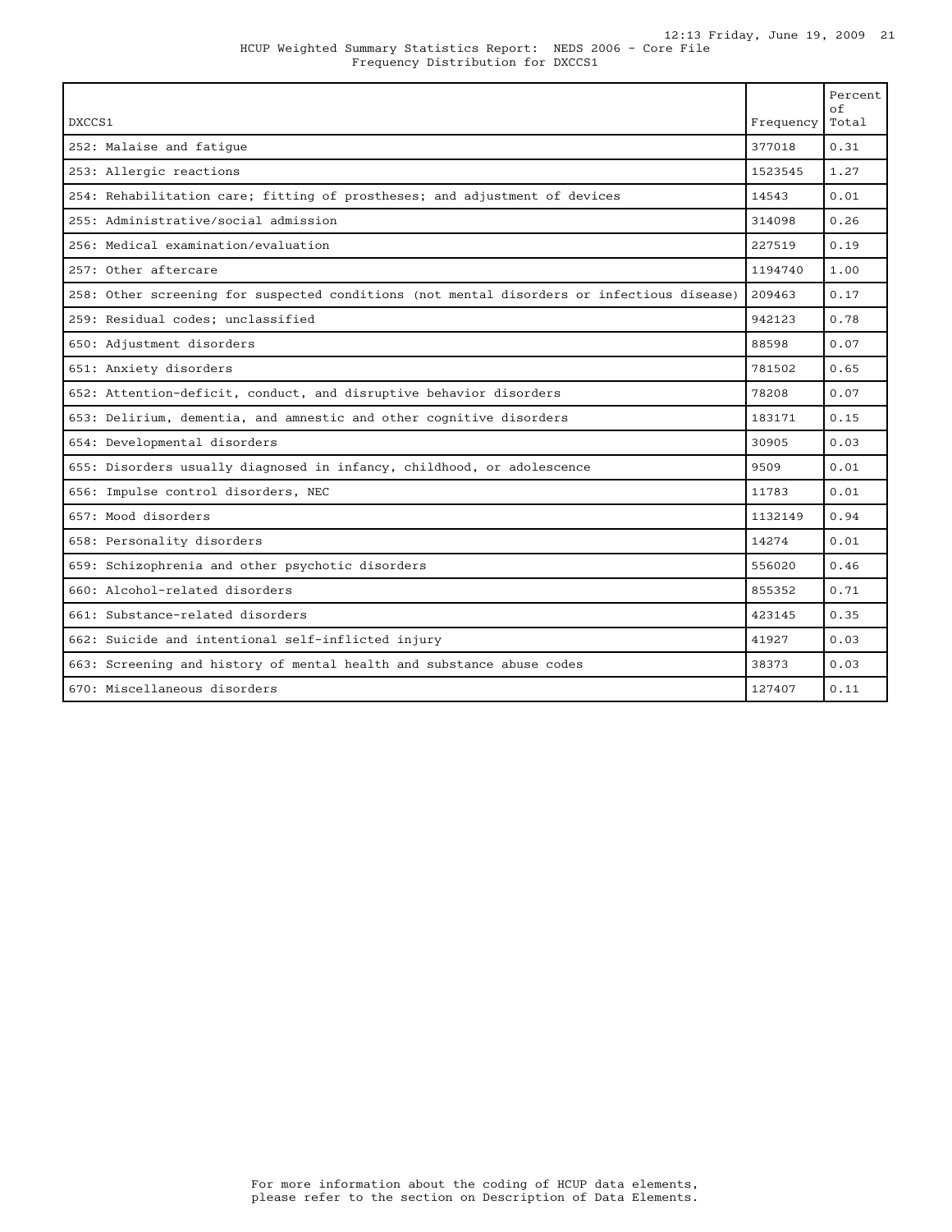HCUP Weighted Summary Statistics Report: NEDS 2006 - Core File
Frequency Distribution for DXCCS1

| DXCCS1 | Frequency | Percent of Total |
|---|---|---|
| 252: Malaise and fatigue | 377018 | 0.31 |
| 253: Allergic reactions | 1523545 | 1.27 |
| 254: Rehabilitation care; fitting of prostheses; and adjustment of devices | 14543 | 0.01 |
| 255: Administrative/social admission | 314098 | 0.26 |
| 256: Medical examination/evaluation | 227519 | 0.19 |
| 257: Other aftercare | 1194740 | 1.00 |
| 258: Other screening for suspected conditions (not mental disorders or infectious disease) | 209463 | 0.17 |
| 259: Residual codes; unclassified | 942123 | 0.78 |
| 650: Adjustment disorders | 88598 | 0.07 |
| 651: Anxiety disorders | 781502 | 0.65 |
| 652: Attention-deficit, conduct, and disruptive behavior disorders | 78208 | 0.07 |
| 653: Delirium, dementia, and amnestic and other cognitive disorders | 183171 | 0.15 |
| 654: Developmental disorders | 30905 | 0.03 |
| 655: Disorders usually diagnosed in infancy, childhood, or adolescence | 9509 | 0.01 |
| 656: Impulse control disorders, NEC | 11783 | 0.01 |
| 657: Mood disorders | 1132149 | 0.94 |
| 658: Personality disorders | 14274 | 0.01 |
| 659: Schizophrenia and other psychotic disorders | 556020 | 0.46 |
| 660: Alcohol-related disorders | 855352 | 0.71 |
| 661: Substance-related disorders | 423145 | 0.35 |
| 662: Suicide and intentional self-inflicted injury | 41927 | 0.03 |
| 663: Screening and history of mental health and substance abuse codes | 38373 | 0.03 |
| 670: Miscellaneous disorders | 127407 | 0.11 |

For more information about the coding of HCUP data elements, please refer to the section on Description of Data Elements.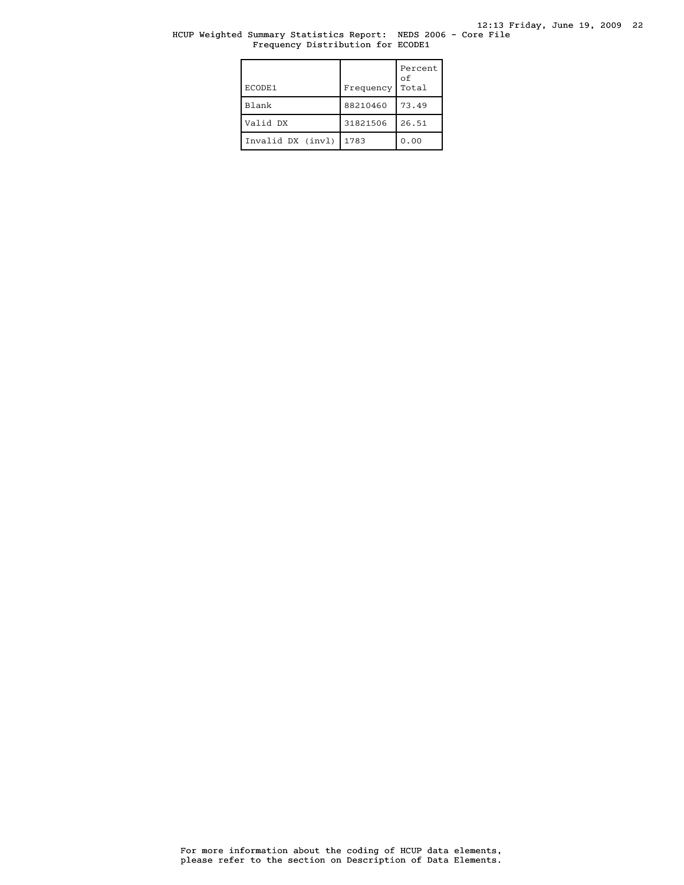HCUP Weighted Summary Statistics Report: NEDS 2006 - Core File
Frequency Distribution for ECODE1

| ECODE1 | Frequency | Percent of Total |
|---|---|---|
| Blank | 88210460 | 73.49 |
| Valid DX | 31821506 | 26.51 |
| Invalid DX (invl) | 1783 | 0.00 |

For more information about the coding of HCUP data elements, please refer to the section on Description of Data Elements.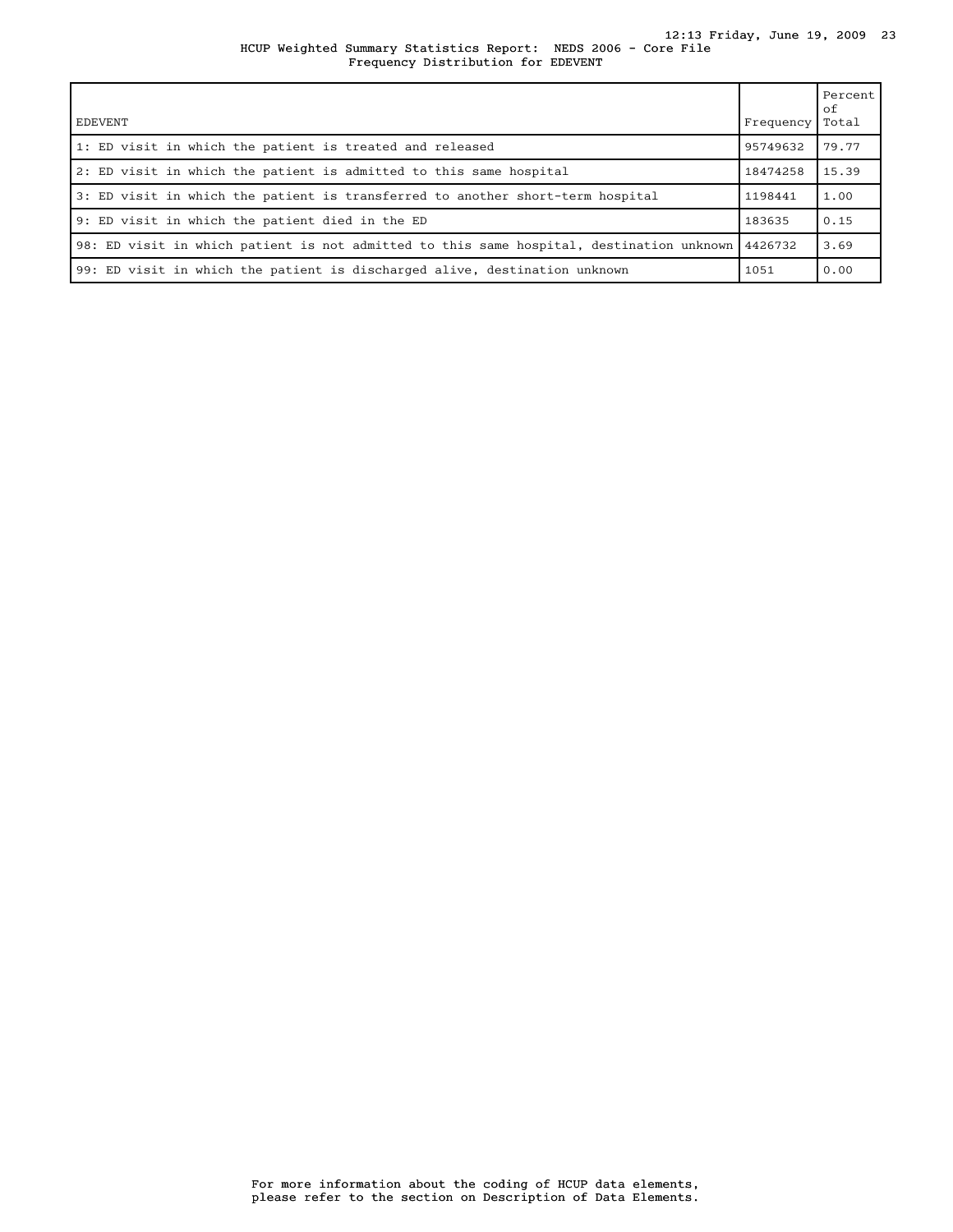HCUP Weighted Summary Statistics Report: NEDS 2006 - Core File
Frequency Distribution for EDEVENT

| EDEVENT | Frequency | Percent of Total |
|---|---|---|
| 1: ED visit in which the patient is treated and released | 95749632 | 79.77 |
| 2: ED visit in which the patient is admitted to this same hospital | 18474258 | 15.39 |
| 3: ED visit in which the patient is transferred to another short-term hospital | 1198441 | 1.00 |
| 9: ED visit in which the patient died in the ED | 183635 | 0.15 |
| 98: ED visit in which patient is not admitted to this same hospital, destination unknown | 4426732 | 3.69 |
| 99: ED visit in which the patient is discharged alive, destination unknown | 1051 | 0.00 |

For more information about the coding of HCUP data elements, please refer to the section on Description of Data Elements.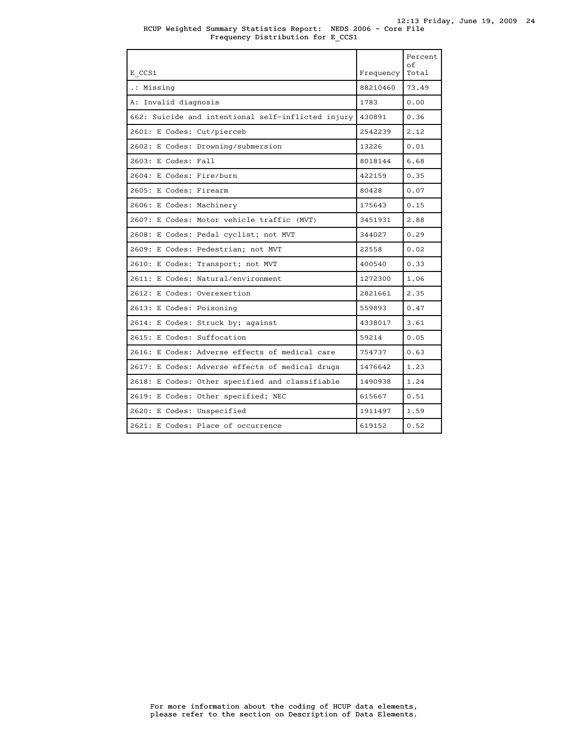HCUP Weighted Summary Statistics Report: NEDS 2006 - Core File
Frequency Distribution for E_CCS1

| E_CCS1 | Frequency | Percent of Total |
|---|---|---|
| .: Missing | 88210460 | 73.49 |
| A: Invalid diagnosis | 1783 | 0.00 |
| 662: Suicide and intentional self-inflicted injury | 430891 | 0.36 |
| 2601: E Codes: Cut/pierceb | 2542239 | 2.12 |
| 2602: E Codes: Drowning/submersion | 13226 | 0.01 |
| 2603: E Codes: Fall | 8018144 | 6.68 |
| 2604: E Codes: Fire/burn | 422159 | 0.35 |
| 2605: E Codes: Firearm | 80428 | 0.07 |
| 2606: E Codes: Machinery | 175643 | 0.15 |
| 2607: E Codes: Motor vehicle traffic (MVT) | 3451931 | 2.88 |
| 2608: E Codes: Pedal cyclist; not MVT | 344027 | 0.29 |
| 2609: E Codes: Pedestrian; not MVT | 22558 | 0.02 |
| 2610: E Codes: Transport; not MVT | 400540 | 0.33 |
| 2611: E Codes: Natural/environment | 1272300 | 1.06 |
| 2612: E Codes: Overexertion | 2821661 | 2.35 |
| 2613: E Codes: Poisoning | 559893 | 0.47 |
| 2614: E Codes: Struck by; against | 4338017 | 3.61 |
| 2615: E Codes: Suffocation | 59214 | 0.05 |
| 2616: E Codes: Adverse effects of medical care | 754737 | 0.63 |
| 2617: E Codes: Adverse effects of medical drugs | 1476642 | 1.23 |
| 2618: E Codes: Other specified and classifiable | 1490938 | 1.24 |
| 2619: E Codes: Other specified; NEC | 615667 | 0.51 |
| 2620: E Codes: Unspecified | 1911497 | 1.59 |
| 2621: E Codes: Place of occurrence | 619152 | 0.52 |

For more information about the coding of HCUP data elements, please refer to the section on Description of Data Elements.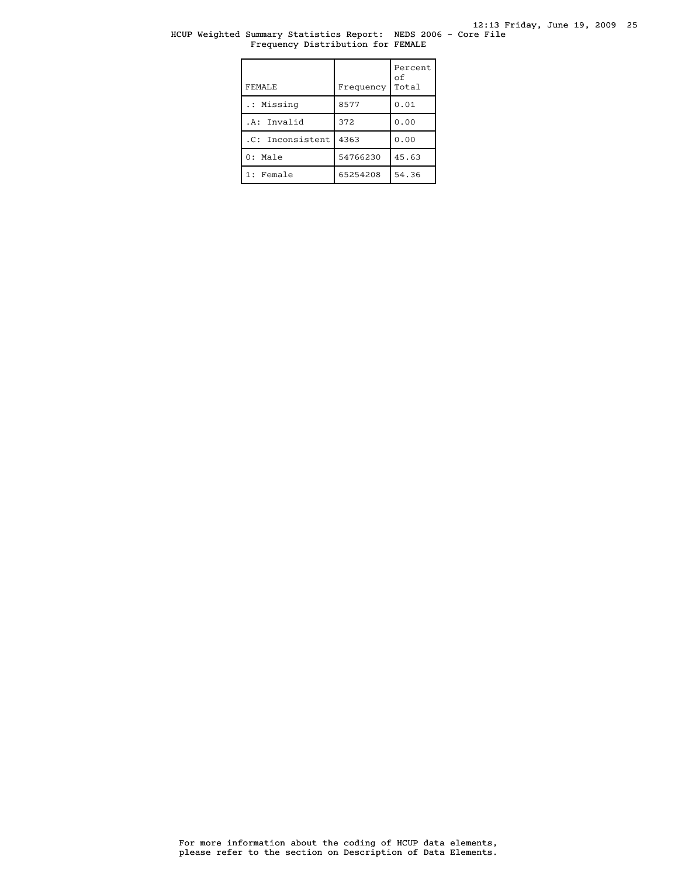HCUP Weighted Summary Statistics Report: NEDS 2006 - Core File
Frequency Distribution for FEMALE

| FEMALE | Frequency | Percent of Total |
|---|---|---|
| .: Missing | 8577 | 0.01 |
| .A: Invalid | 372 | 0.00 |
| .C: Inconsistent | 4363 | 0.00 |
| 0: Male | 54766230 | 45.63 |
| 1: Female | 65254208 | 54.36 |

For more information about the coding of HCUP data elements, please refer to the section on Description of Data Elements.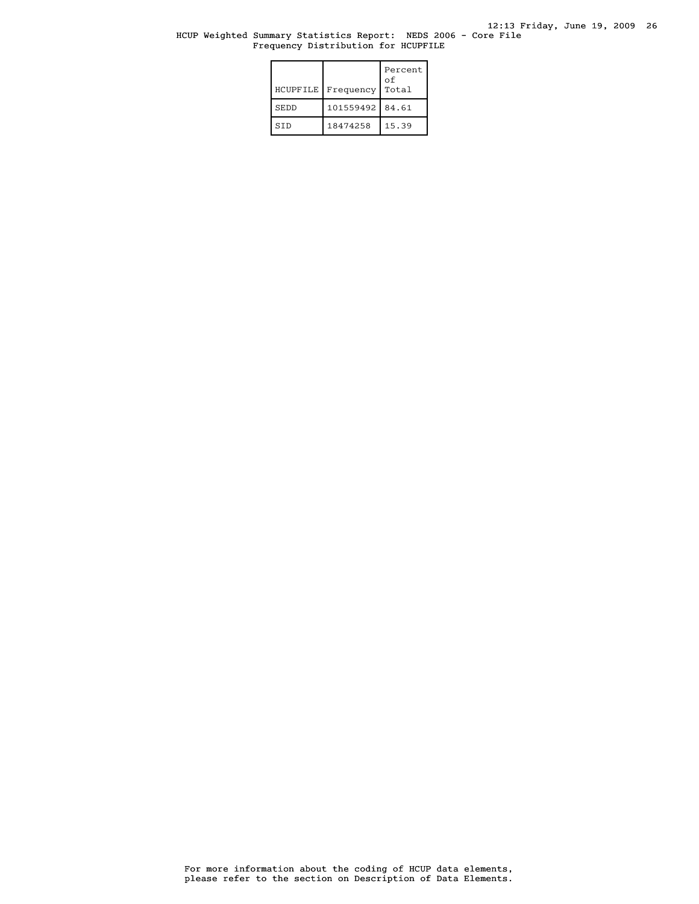HCUP Weighted Summary Statistics Report: NEDS 2006 - Core File
Frequency Distribution for HCUPFILE

| HCUPFILE | Frequency | Percent of Total |
|---|---|---|
| SEDD | 101559492 | 84.61 |
| SID | 18474258 | 15.39 |

For more information about the coding of HCUP data elements, please refer to the section on Description of Data Elements.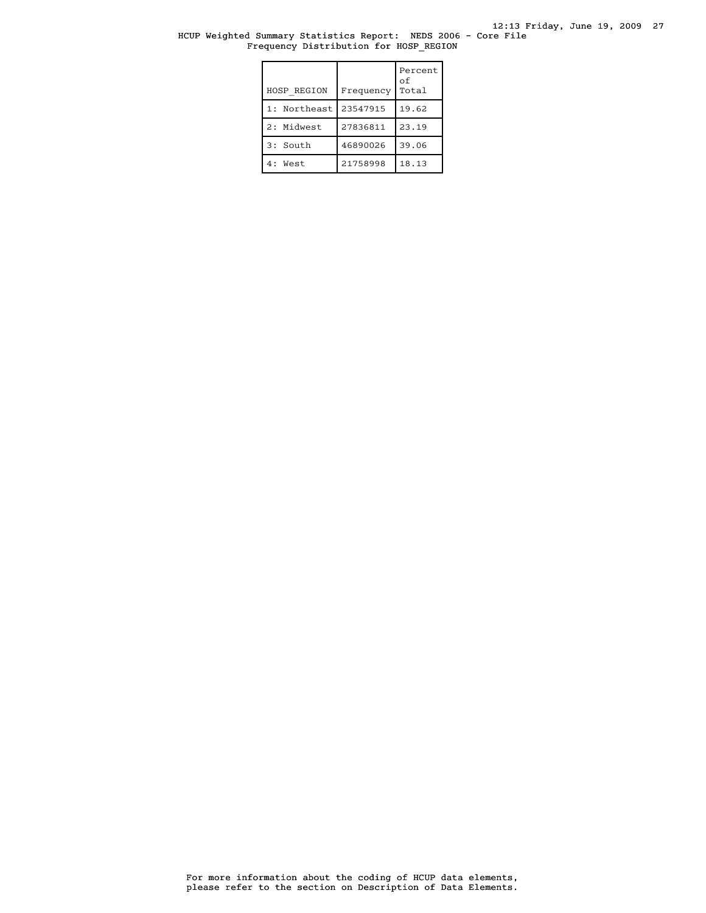HCUP Weighted Summary Statistics Report: NEDS 2006 - Core File
Frequency Distribution for HOSP_REGION

| HOSP_REGION | Frequency | Percent of Total |
|---|---|---|
| 1: Northeast | 23547915 | 19.62 |
| 2: Midwest | 27836811 | 23.19 |
| 3: South | 46890026 | 39.06 |
| 4: West | 21758998 | 18.13 |

For more information about the coding of HCUP data elements, please refer to the section on Description of Data Elements.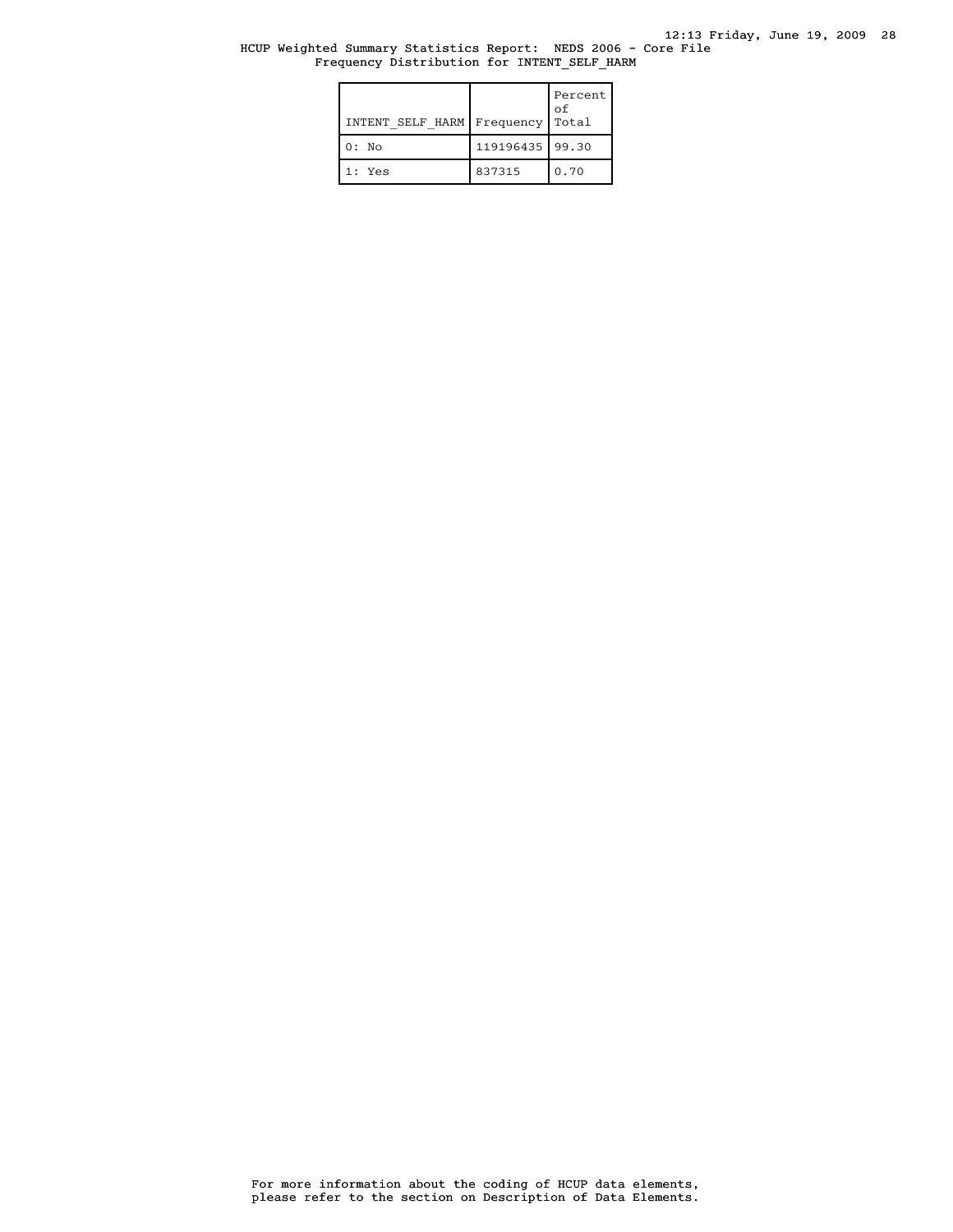HCUP Weighted Summary Statistics Report: NEDS 2006 - Core File
Frequency Distribution for INTENT_SELF_HARM

| INTENT_SELF_HARM | Frequency | Percent of Total |
|---|---|---|
| 0: No | 119196435 | 99.30 |
| 1: Yes | 837315 | 0.70 |

For more information about the coding of HCUP data elements, please refer to the section on Description of Data Elements.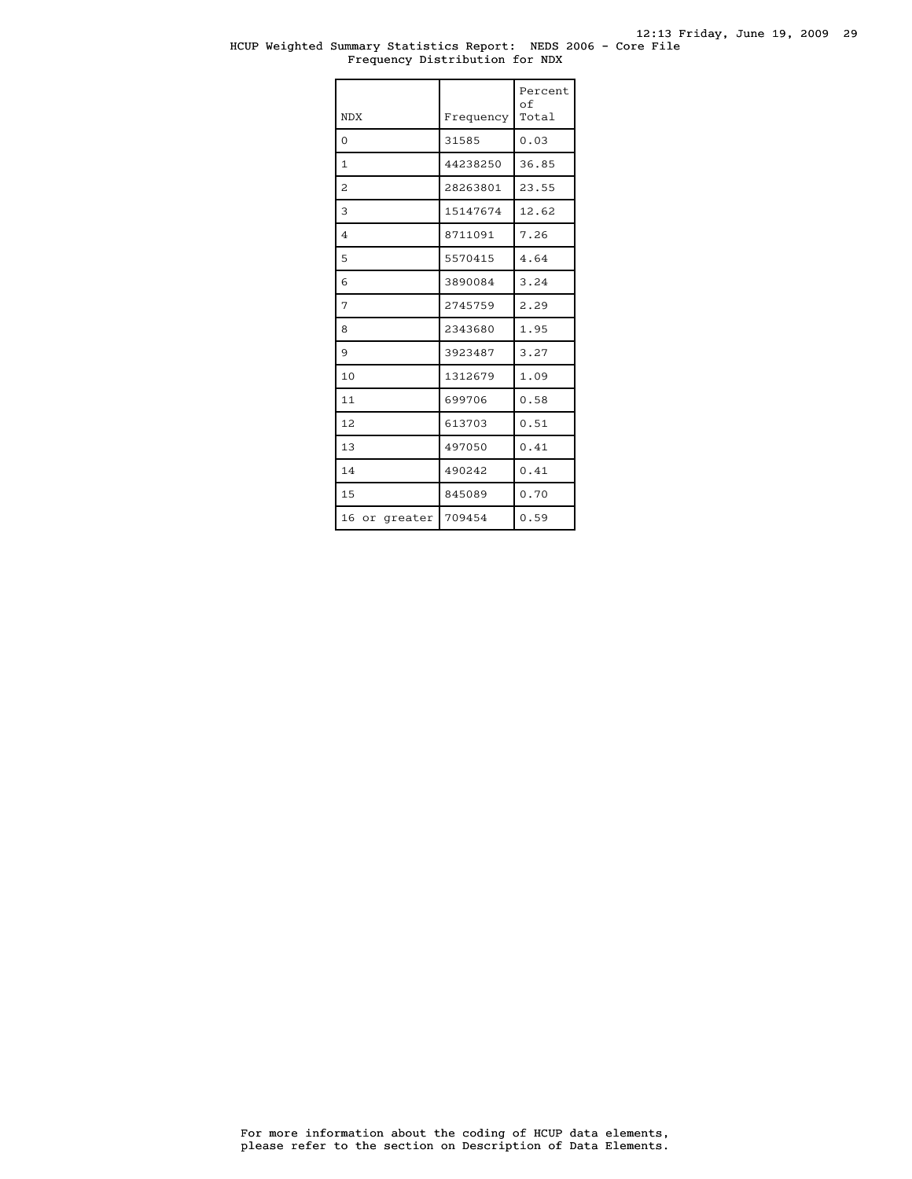HCUP Weighted Summary Statistics Report: NEDS 2006 - Core File
Frequency Distribution for NDX

| NDX | Frequency | Percent of Total |
|---|---|---|
| 0 | 31585 | 0.03 |
| 1 | 44238250 | 36.85 |
| 2 | 28263801 | 23.55 |
| 3 | 15147674 | 12.62 |
| 4 | 8711091 | 7.26 |
| 5 | 5570415 | 4.64 |
| 6 | 3890084 | 3.24 |
| 7 | 2745759 | 2.29 |
| 8 | 2343680 | 1.95 |
| 9 | 3923487 | 3.27 |
| 10 | 1312679 | 1.09 |
| 11 | 699706 | 0.58 |
| 12 | 613703 | 0.51 |
| 13 | 497050 | 0.41 |
| 14 | 490242 | 0.41 |
| 15 | 845089 | 0.70 |
| 16 or greater | 709454 | 0.59 |

For more information about the coding of HCUP data elements, please refer to the section on Description of Data Elements.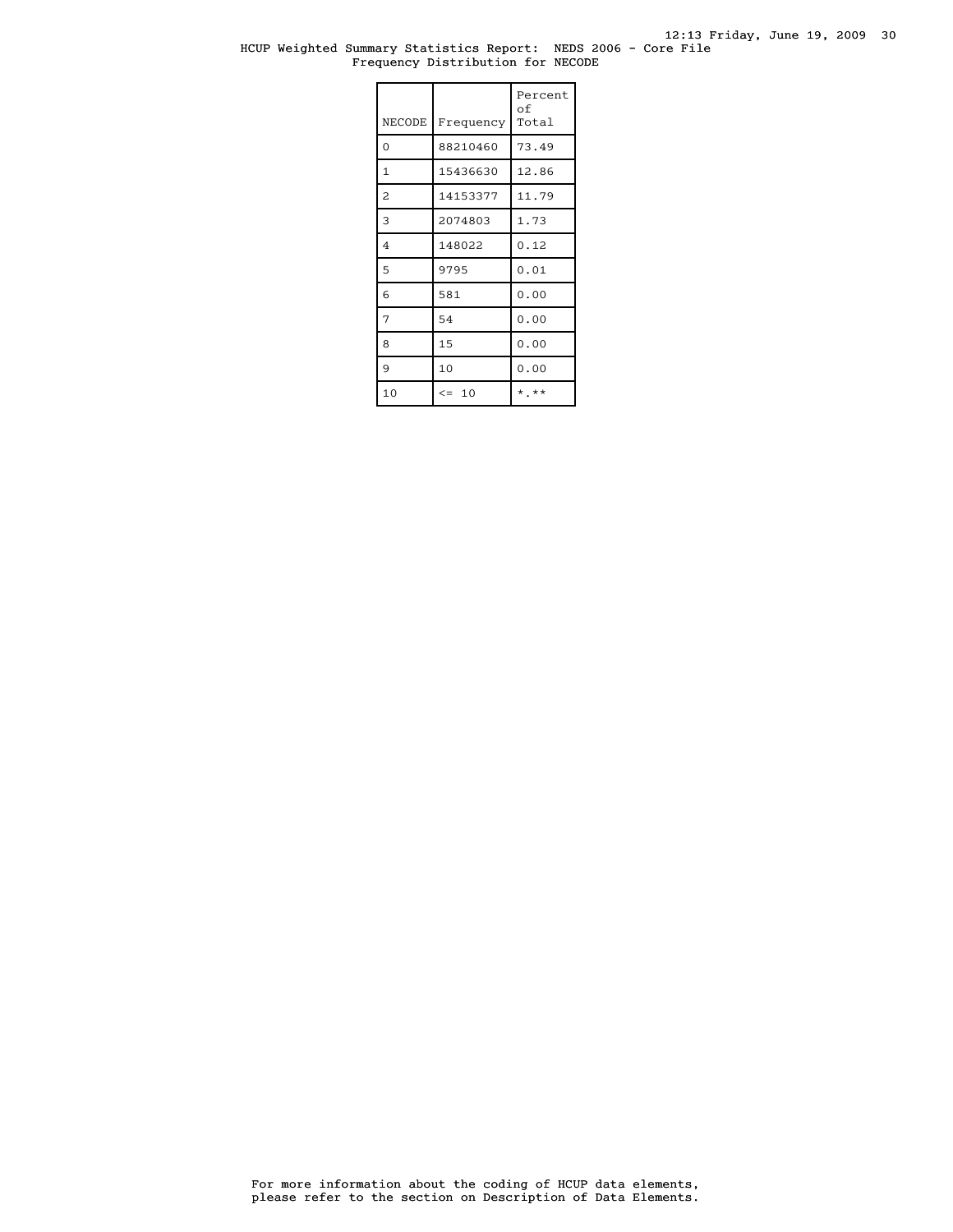HCUP Weighted Summary Statistics Report: NEDS 2006 - Core File
Frequency Distribution for NECODE

| NECODE | Frequency | Percent of Total |
|---|---|---|
| 0 | 88210460 | 73.49 |
| 1 | 15436630 | 12.86 |
| 2 | 14153377 | 11.79 |
| 3 | 2074803 | 1.73 |
| 4 | 148022 | 0.12 |
| 5 | 9795 | 0.01 |
| 6 | 581 | 0.00 |
| 7 | 54 | 0.00 |
| 8 | 15 | 0.00 |
| 9 | 10 | 0.00 |
| 10 | <= 10 | *.** |

For more information about the coding of HCUP data elements, please refer to the section on Description of Data Elements.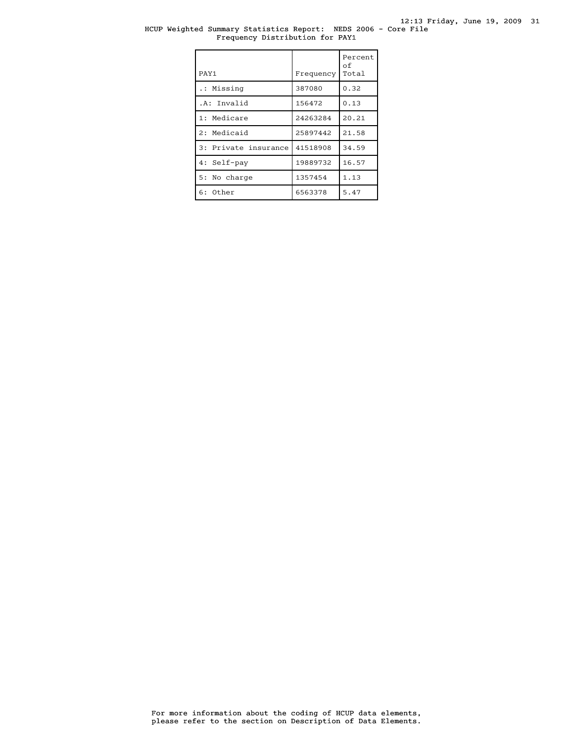HCUP Weighted Summary Statistics Report: NEDS 2006 - Core File
Frequency Distribution for PAY1

| PAY1 | Frequency | Percent of Total |
|---|---|---|
| .: Missing | 387080 | 0.32 |
| .A: Invalid | 156472 | 0.13 |
| 1: Medicare | 24263284 | 20.21 |
| 2: Medicaid | 25897442 | 21.58 |
| 3: Private insurance | 41518908 | 34.59 |
| 4: Self-pay | 19889732 | 16.57 |
| 5: No charge | 1357454 | 1.13 |
| 6: Other | 6563378 | 5.47 |

For more information about the coding of HCUP data elements,
please refer to the section on Description of Data Elements.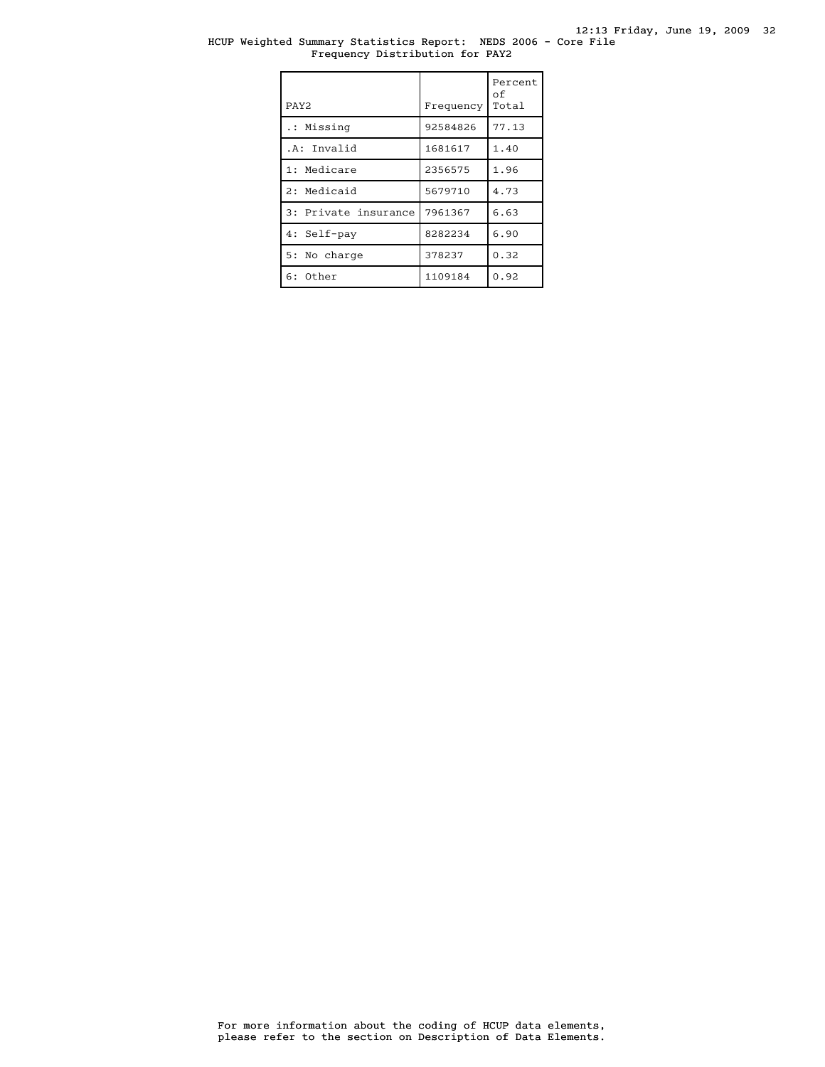HCUP Weighted Summary Statistics Report: NEDS 2006 - Core File
Frequency Distribution for PAY2

| PAY2 | Frequency | Percent of Total |
|---|---|---|
| .: Missing | 92584826 | 77.13 |
| .A: Invalid | 1681617 | 1.40 |
| 1: Medicare | 2356575 | 1.96 |
| 2: Medicaid | 5679710 | 4.73 |
| 3: Private insurance | 7961367 | 6.63 |
| 4: Self-pay | 8282234 | 6.90 |
| 5: No charge | 378237 | 0.32 |
| 6: Other | 1109184 | 0.92 |

For more information about the coding of HCUP data elements, please refer to the section on Description of Data Elements.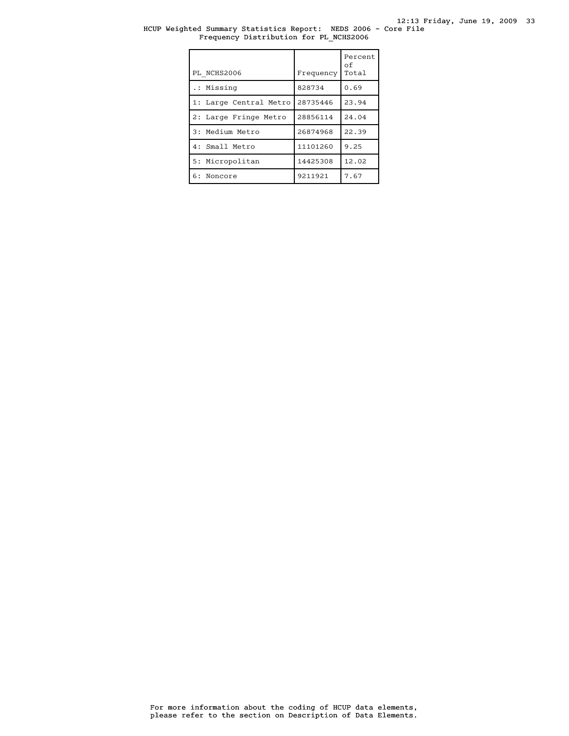HCUP Weighted Summary Statistics Report: NEDS 2006 - Core File
Frequency Distribution for PL_NCHS2006

| PL_NCHS2006 | Frequency | Percent of Total |
|---|---|---|
| .: Missing | 828734 | 0.69 |
| 1: Large Central Metro | 28735446 | 23.94 |
| 2: Large Fringe Metro | 28856114 | 24.04 |
| 3: Medium Metro | 26874968 | 22.39 |
| 4: Small Metro | 11101260 | 9.25 |
| 5: Micropolitan | 14425308 | 12.02 |
| 6: Noncore | 9211921 | 7.67 |

For more information about the coding of HCUP data elements, please refer to the section on Description of Data Elements.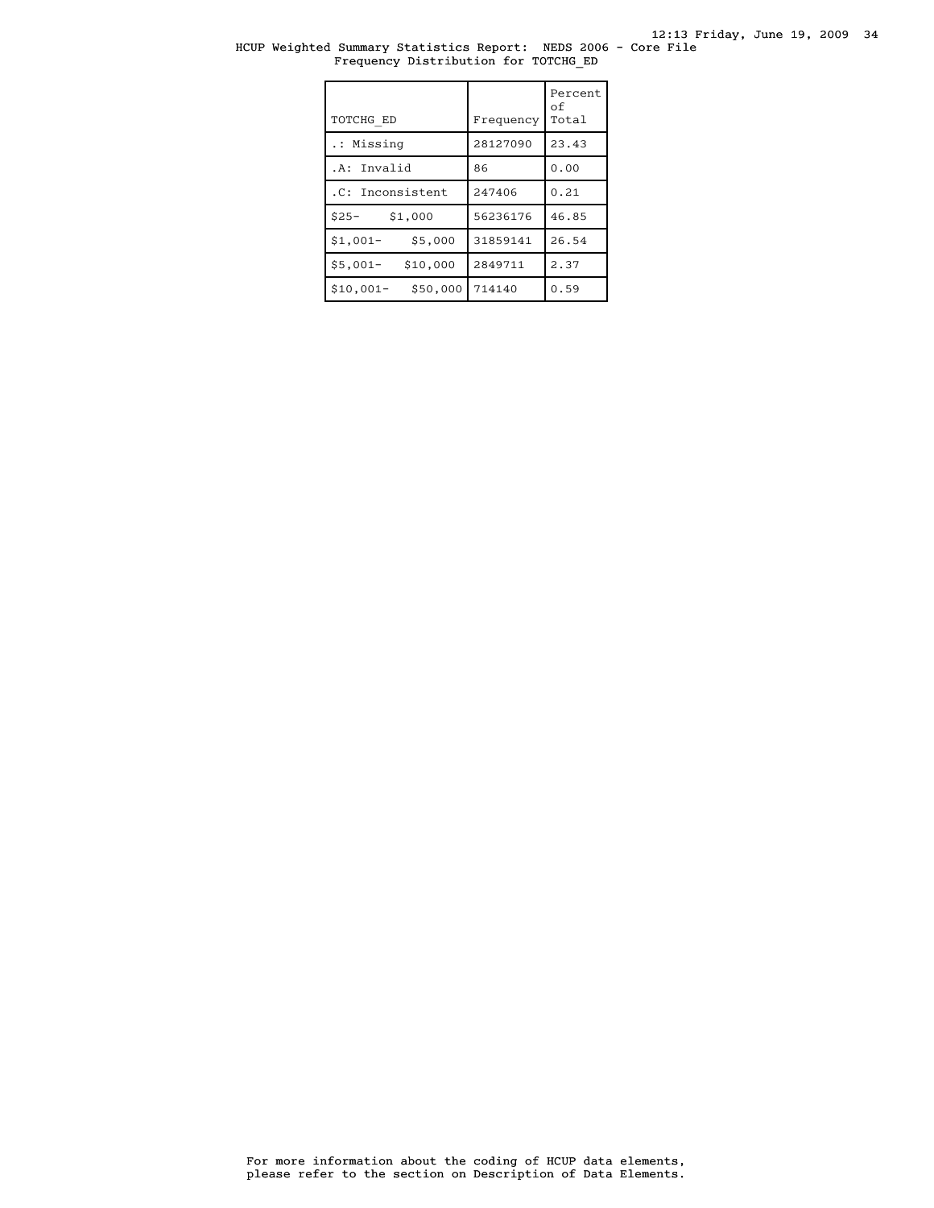HCUP Weighted Summary Statistics Report: NEDS 2006 - Core File
Frequency Distribution for TOTCHG_ED

| TOTCHG_ED | Frequency | Percent of Total |
|---|---|---|
| .: Missing | 28127090 | 23.43 |
| .A: Invalid | 86 | 0.00 |
| .C: Inconsistent | 247406 | 0.21 |
| $25- $1,000 | 56236176 | 46.85 |
| $1,001- $5,000 | 31859141 | 26.54 |
| $5,001- $10,000 | 2849711 | 2.37 |
| $10,001- $50,000 | 714140 | 0.59 |

For more information about the coding of HCUP data elements, please refer to the section on Description of Data Elements.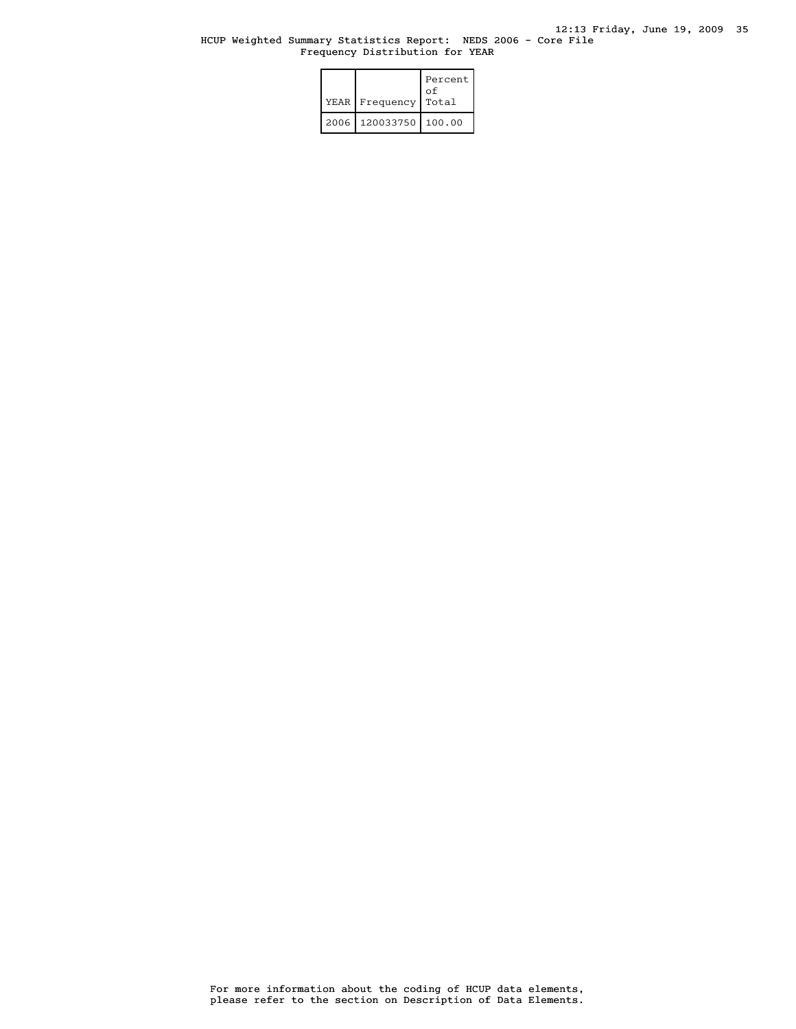HCUP Weighted Summary Statistics Report: NEDS 2006 - Core File
Frequency Distribution for YEAR

| YEAR | Frequency | Percent of Total |
|---|---|---|
| 2006 | 120033750 | 100.00 |

For more information about the coding of HCUP data elements, please refer to the section on Description of Data Elements.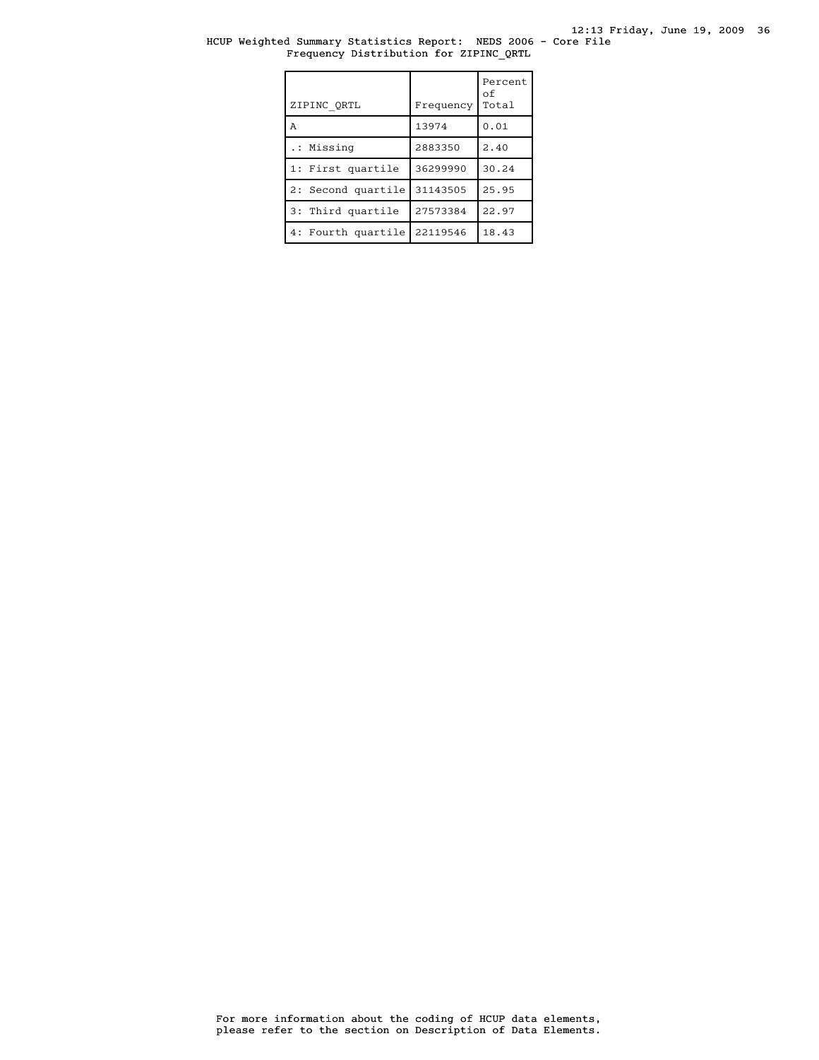HCUP Weighted Summary Statistics Report: NEDS 2006 - Core File
Frequency Distribution for ZIPINC_QRTL

| ZIPINC_QRTL | Frequency | Percent of Total |
|---|---|---|
| A | 13974 | 0.01 |
| .: Missing | 2883350 | 2.40 |
| 1: First quartile | 36299990 | 30.24 |
| 2: Second quartile | 31143505 | 25.95 |
| 3: Third quartile | 27573384 | 22.97 |
| 4: Fourth quartile | 22119546 | 18.43 |

For more information about the coding of HCUP data elements, please refer to the section on Description of Data Elements.